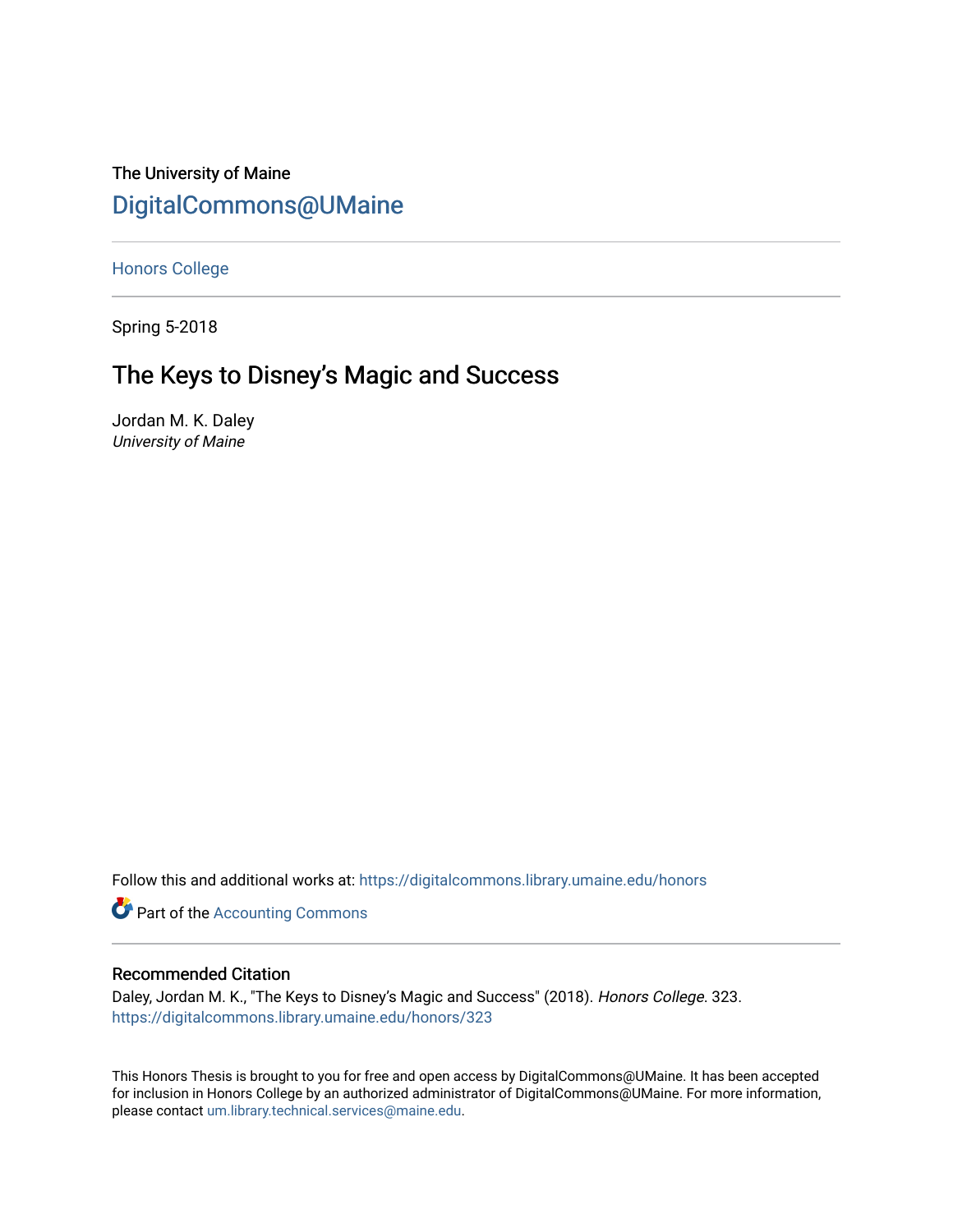The University of Maine

DigitalCommons@UMaine

Honors College

Spring 5-2018

# The Keys to Disney's Magic and Success

Jordan M. K. Daley
*University of Maine*

Follow this and additional works at: https://digitalcommons.library.umaine.edu/honors

Part of the Accounting Commons

## Recommended Citation

Daley, Jordan M. K., "The Keys to Disney's Magic and Success" (2018). *Honors College*. 323.
https://digitalcommons.library.umaine.edu/honors/323

This Honors Thesis is brought to you for free and open access by DigitalCommons@UMaine. It has been accepted for inclusion in Honors College by an authorized administrator of DigitalCommons@UMaine. For more information, please contact um.library.technical.services@maine.edu.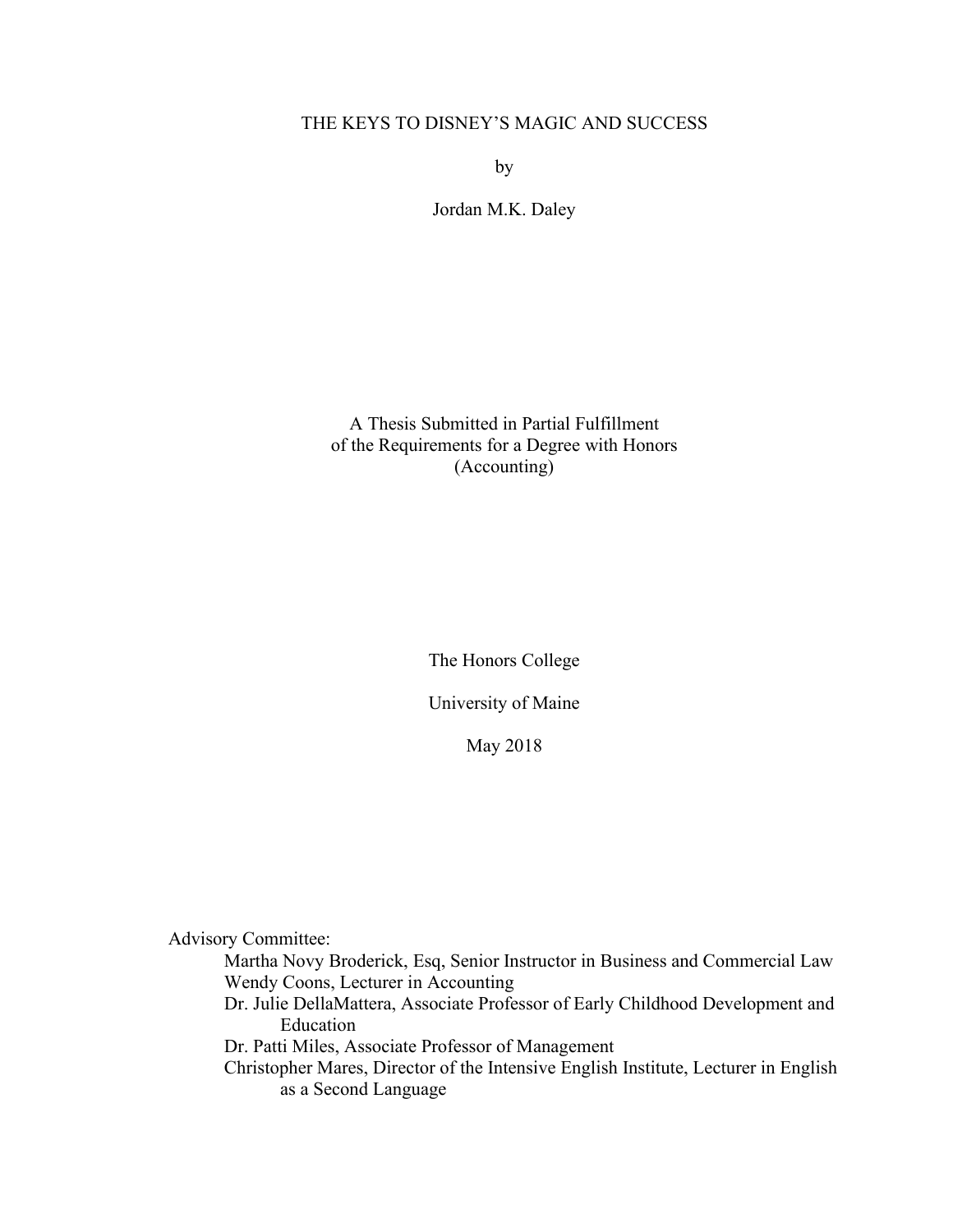# THE KEYS TO DISNEY'S MAGIC AND SUCCESS

by

Jordan M.K. Daley

A Thesis Submitted in Partial Fulfillment
of the Requirements for a Degree with Honors
(Accounting)

The Honors College

University of Maine

May 2018

Advisory Committee:

- Martha Novy Broderick, Esq, Senior Instructor in Business and Commercial Law
- Wendy Coons, Lecturer in Accounting
- Dr. Julie DellaMattera, Associate Professor of Early Childhood Development and Education
- Dr. Patti Miles, Associate Professor of Management
- Christopher Mares, Director of the Intensive English Institute, Lecturer in English as a Second Language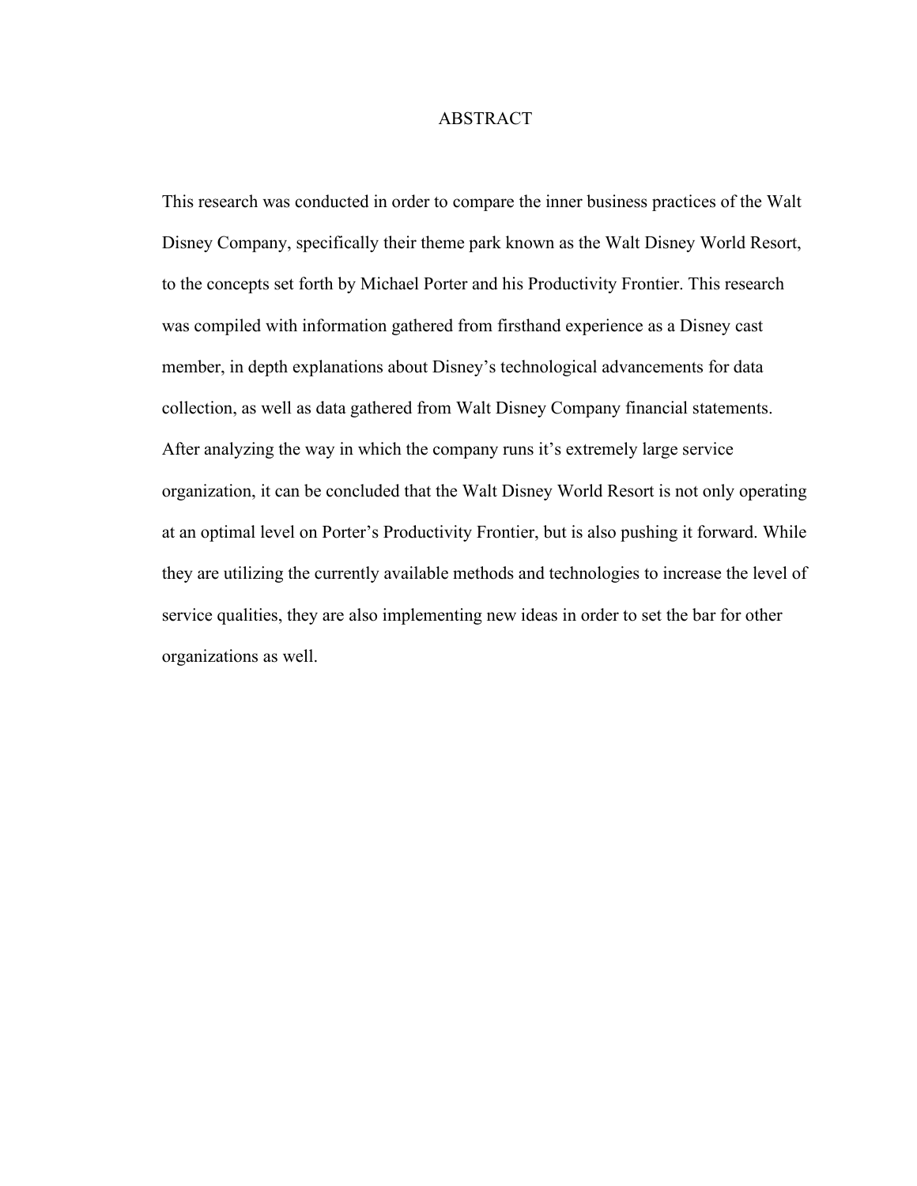# ABSTRACT

This research was conducted in order to compare the inner business practices of the Walt Disney Company, specifically their theme park known as the Walt Disney World Resort, to the concepts set forth by Michael Porter and his Productivity Frontier. This research was compiled with information gathered from firsthand experience as a Disney cast member, in depth explanations about Disney's technological advancements for data collection, as well as data gathered from Walt Disney Company financial statements. After analyzing the way in which the company runs it's extremely large service organization, it can be concluded that the Walt Disney World Resort is not only operating at an optimal level on Porter's Productivity Frontier, but is also pushing it forward. While they are utilizing the currently available methods and technologies to increase the level of service qualities, they are also implementing new ideas in order to set the bar for other organizations as well.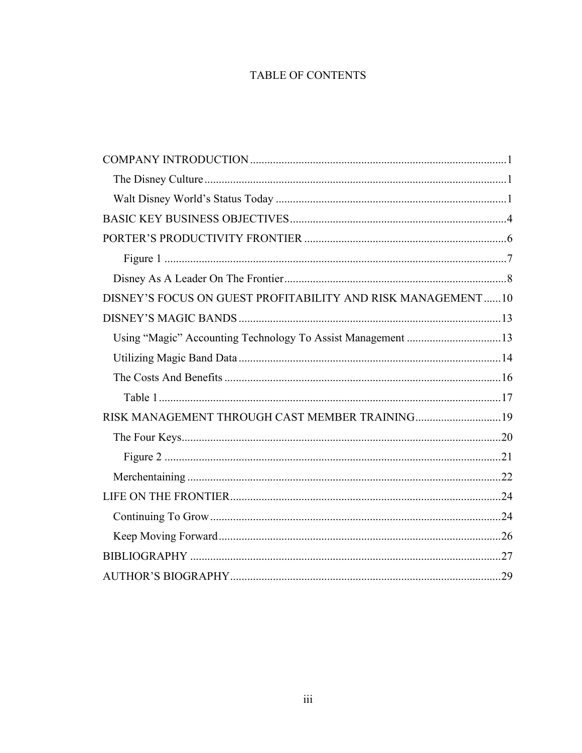# TABLE OF CONTENTS

COMPANY INTRODUCTION ........................................................................................1

- The Disney Culture ........................................................................................1
- Walt Disney World's Status Today ................................................................1

BASIC KEY BUSINESS OBJECTIVES ..........................................................................4

PORTER'S PRODUCTIVITY FRONTIER ......................................................................6

- Figure 1 ......................................................................................................7
- Disney As A Leader On The Frontier .............................................................8

DISNEY'S FOCUS ON GUEST PROFITABILITY AND RISK MANAGEMENT ......10

DISNEY'S MAGIC BANDS ........................................................................................13

- Using "Magic" Accounting Technology To Assist Management ..................13
- Utilizing Magic Band Data ...........................................................................14
- The Costs And Benefits ................................................................................16
  - Table 1 ...................................................................................................17

RISK MANAGEMENT THROUGH CAST MEMBER TRAINING ...........................19

- The Four Keys ...............................................................................................20
  - Figure 2 ..................................................................................................21
- Merchentaining .............................................................................................22

LIFE ON THE FRONTIER ...........................................................................................24

- Continuing To Grow .....................................................................................24
- Keep Moving Forward ..................................................................................26

BIBLIOGRAPHY .........................................................................................................27

AUTHOR'S BIOGRAPHY ............................................................................................29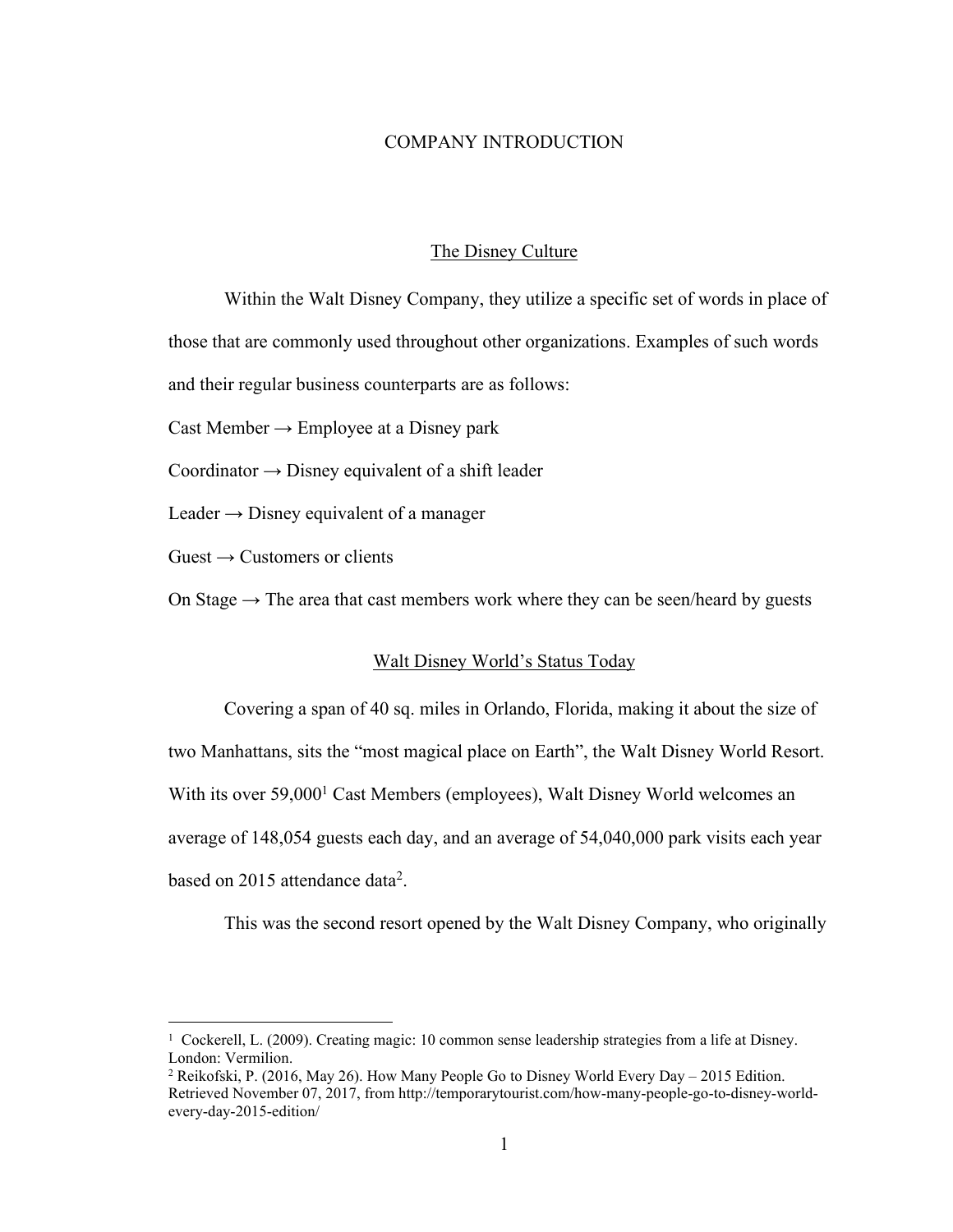# COMPANY INTRODUCTION

## The Disney Culture

Within the Walt Disney Company, they utilize a specific set of words in place of those that are commonly used throughout other organizations. Examples of such words and their regular business counterparts are as follows:

Cast Member → Employee at a Disney park

Coordinator → Disney equivalent of a shift leader

Leader → Disney equivalent of a manager

Guest → Customers or clients

On Stage → The area that cast members work where they can be seen/heard by guests

## Walt Disney World's Status Today

Covering a span of 40 sq. miles in Orlando, Florida, making it about the size of two Manhattans, sits the "most magical place on Earth", the Walt Disney World Resort. With its over 59,000[1] Cast Members (employees), Walt Disney World welcomes an average of 148,054 guests each day, and an average of 54,040,000 park visits each year based on 2015 attendance data[2].

This was the second resort opened by the Walt Disney Company, who originally

---

[1] Cockerell, L. (2009). Creating magic: 10 common sense leadership strategies from a life at Disney. London: Vermilion.

[2] Reikofski, P. (2016, May 26). How Many People Go to Disney World Every Day – 2015 Edition. Retrieved November 07, 2017, from http://temporarytourist.com/how-many-people-go-to-disney-world-every-day-2015-edition/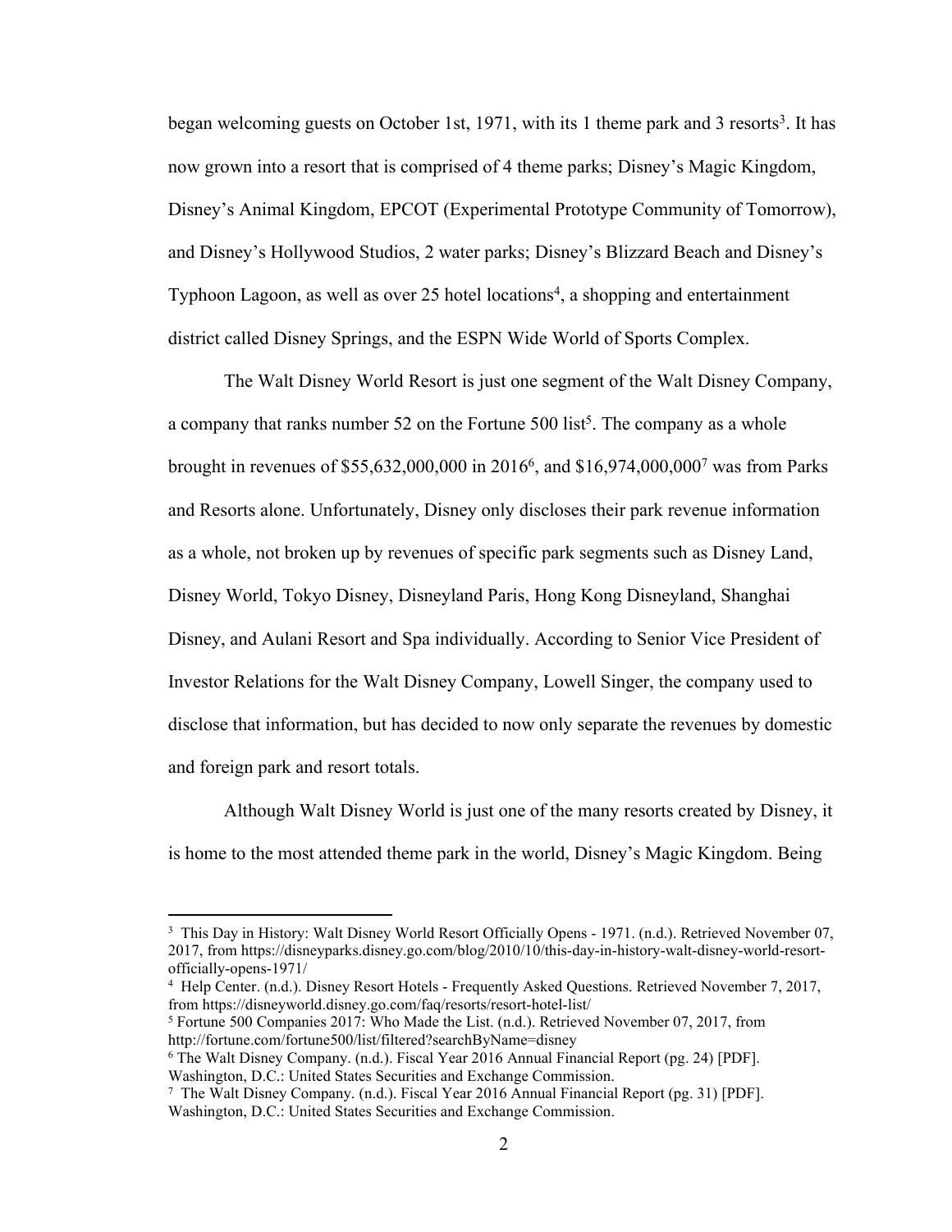began welcoming guests on October 1st, 1971, with its 1 theme park and 3 resorts[3]. It has now grown into a resort that is comprised of 4 theme parks; Disney's Magic Kingdom, Disney's Animal Kingdom, EPCOT (Experimental Prototype Community of Tomorrow), and Disney's Hollywood Studios, 2 water parks; Disney's Blizzard Beach and Disney's Typhoon Lagoon, as well as over 25 hotel locations[4], a shopping and entertainment district called Disney Springs, and the ESPN Wide World of Sports Complex.

The Walt Disney World Resort is just one segment of the Walt Disney Company, a company that ranks number 52 on the Fortune 500 list[5]. The company as a whole brought in revenues of $55,632,000,000 in 2016[6], and $16,974,000,000[7] was from Parks and Resorts alone. Unfortunately, Disney only discloses their park revenue information as a whole, not broken up by revenues of specific park segments such as Disney Land, Disney World, Tokyo Disney, Disneyland Paris, Hong Kong Disneyland, Shanghai Disney, and Aulani Resort and Spa individually. According to Senior Vice President of Investor Relations for the Walt Disney Company, Lowell Singer, the company used to disclose that information, but has decided to now only separate the revenues by domestic and foreign park and resort totals.

Although Walt Disney World is just one of the many resorts created by Disney, it is home to the most attended theme park in the world, Disney's Magic Kingdom. Being

---

[3] This Day in History: Walt Disney World Resort Officially Opens - 1971. (n.d.). Retrieved November 07, 2017, from https://disneyparks.disney.go.com/blog/2010/10/this-day-in-history-walt-disney-world-resort-officially-opens-1971/

[4] Help Center. (n.d.). Disney Resort Hotels - Frequently Asked Questions. Retrieved November 7, 2017, from https://disneyworld.disney.go.com/faq/resorts/resort-hotel-list/

[5] Fortune 500 Companies 2017: Who Made the List. (n.d.). Retrieved November 07, 2017, from http://fortune.com/fortune500/list/filtered?searchByName=disney

[6] The Walt Disney Company. (n.d.). Fiscal Year 2016 Annual Financial Report (pg. 24) [PDF]. Washington, D.C.: United States Securities and Exchange Commission.

[7] The Walt Disney Company. (n.d.). Fiscal Year 2016 Annual Financial Report (pg. 31) [PDF]. Washington, D.C.: United States Securities and Exchange Commission.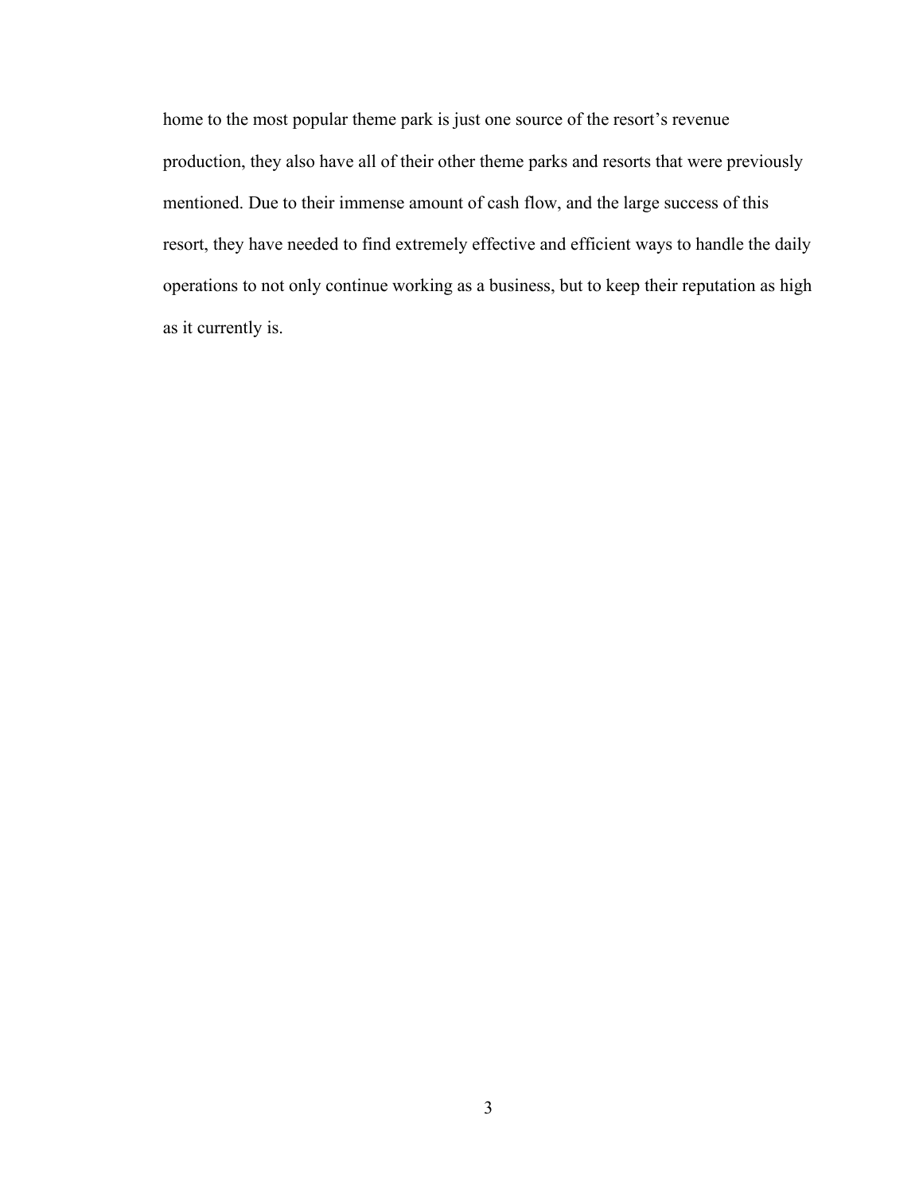home to the most popular theme park is just one source of the resort's revenue production, they also have all of their other theme parks and resorts that were previously mentioned. Due to their immense amount of cash flow, and the large success of this resort, they have needed to find extremely effective and efficient ways to handle the daily operations to not only continue working as a business, but to keep their reputation as high as it currently is.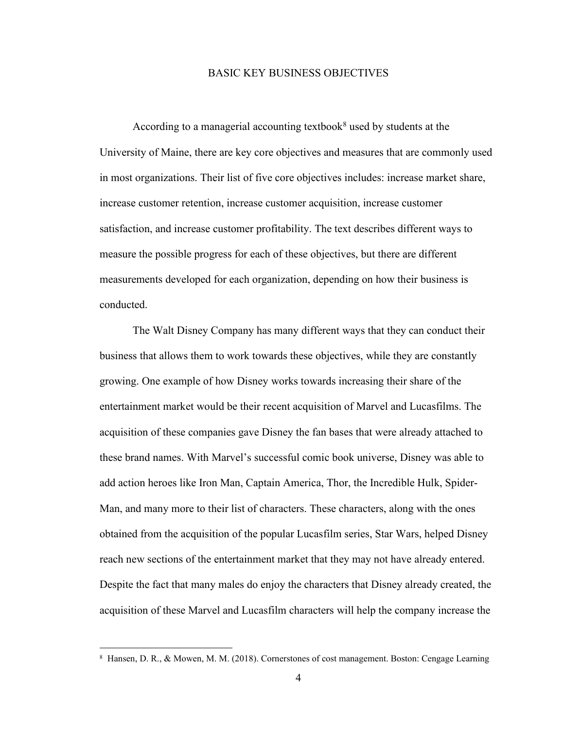# BASIC KEY BUSINESS OBJECTIVES

According to a managerial accounting textbook[8] used by students at the University of Maine, there are key core objectives and measures that are commonly used in most organizations. Their list of five core objectives includes: increase market share, increase customer retention, increase customer acquisition, increase customer satisfaction, and increase customer profitability. The text describes different ways to measure the possible progress for each of these objectives, but there are different measurements developed for each organization, depending on how their business is conducted.

The Walt Disney Company has many different ways that they can conduct their business that allows them to work towards these objectives, while they are constantly growing. One example of how Disney works towards increasing their share of the entertainment market would be their recent acquisition of Marvel and Lucasfilms. The acquisition of these companies gave Disney the fan bases that were already attached to these brand names. With Marvel's successful comic book universe, Disney was able to add action heroes like Iron Man, Captain America, Thor, the Incredible Hulk, Spider-Man, and many more to their list of characters. These characters, along with the ones obtained from the acquisition of the popular Lucasfilm series, Star Wars, helped Disney reach new sections of the entertainment market that they may not have already entered. Despite the fact that many males do enjoy the characters that Disney already created, the acquisition of these Marvel and Lucasfilm characters will help the company increase the

---

[8] Hansen, D. R., & Mowen, M. M. (2018). Cornerstones of cost management. Boston: Cengage Learning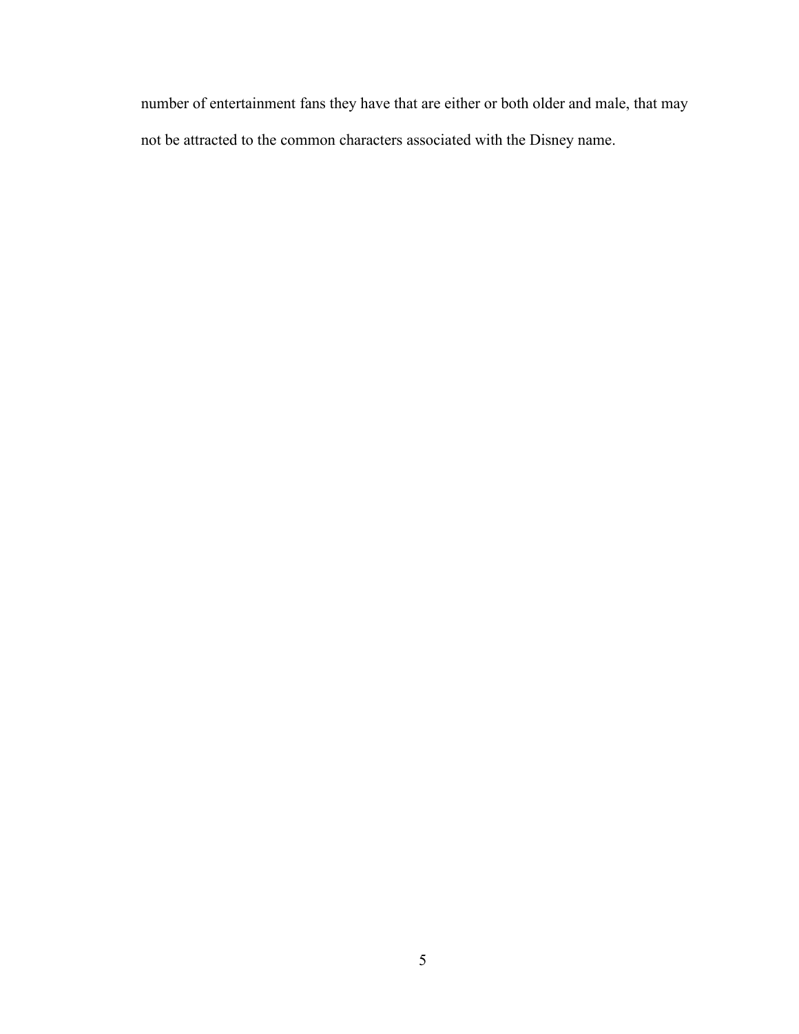number of entertainment fans they have that are either or both older and male, that may not be attracted to the common characters associated with the Disney name.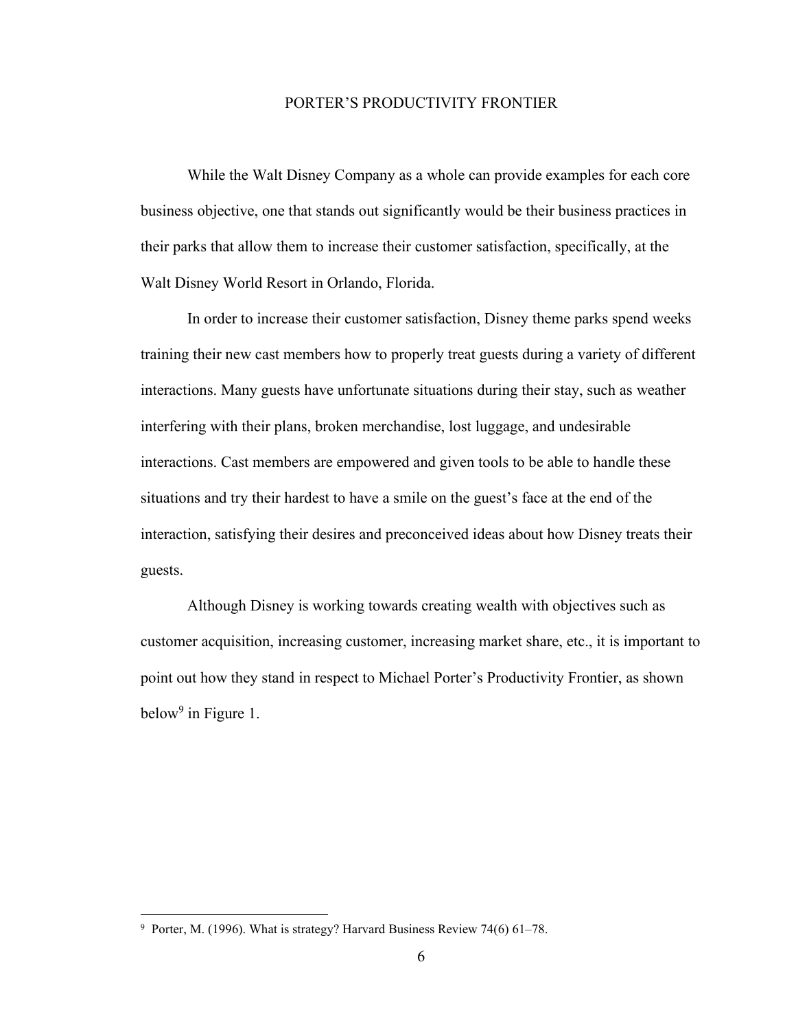## PORTER'S PRODUCTIVITY FRONTIER

While the Walt Disney Company as a whole can provide examples for each core business objective, one that stands out significantly would be their business practices in their parks that allow them to increase their customer satisfaction, specifically, at the Walt Disney World Resort in Orlando, Florida.

In order to increase their customer satisfaction, Disney theme parks spend weeks training their new cast members how to properly treat guests during a variety of different interactions. Many guests have unfortunate situations during their stay, such as weather interfering with their plans, broken merchandise, lost luggage, and undesirable interactions. Cast members are empowered and given tools to be able to handle these situations and try their hardest to have a smile on the guest's face at the end of the interaction, satisfying their desires and preconceived ideas about how Disney treats their guests.

Although Disney is working towards creating wealth with objectives such as customer acquisition, increasing customer, increasing market share, etc., it is important to point out how they stand in respect to Michael Porter's Productivity Frontier, as shown below[9] in Figure 1.

---

[9] Porter, M. (1996). What is strategy? Harvard Business Review 74(6) 61–78.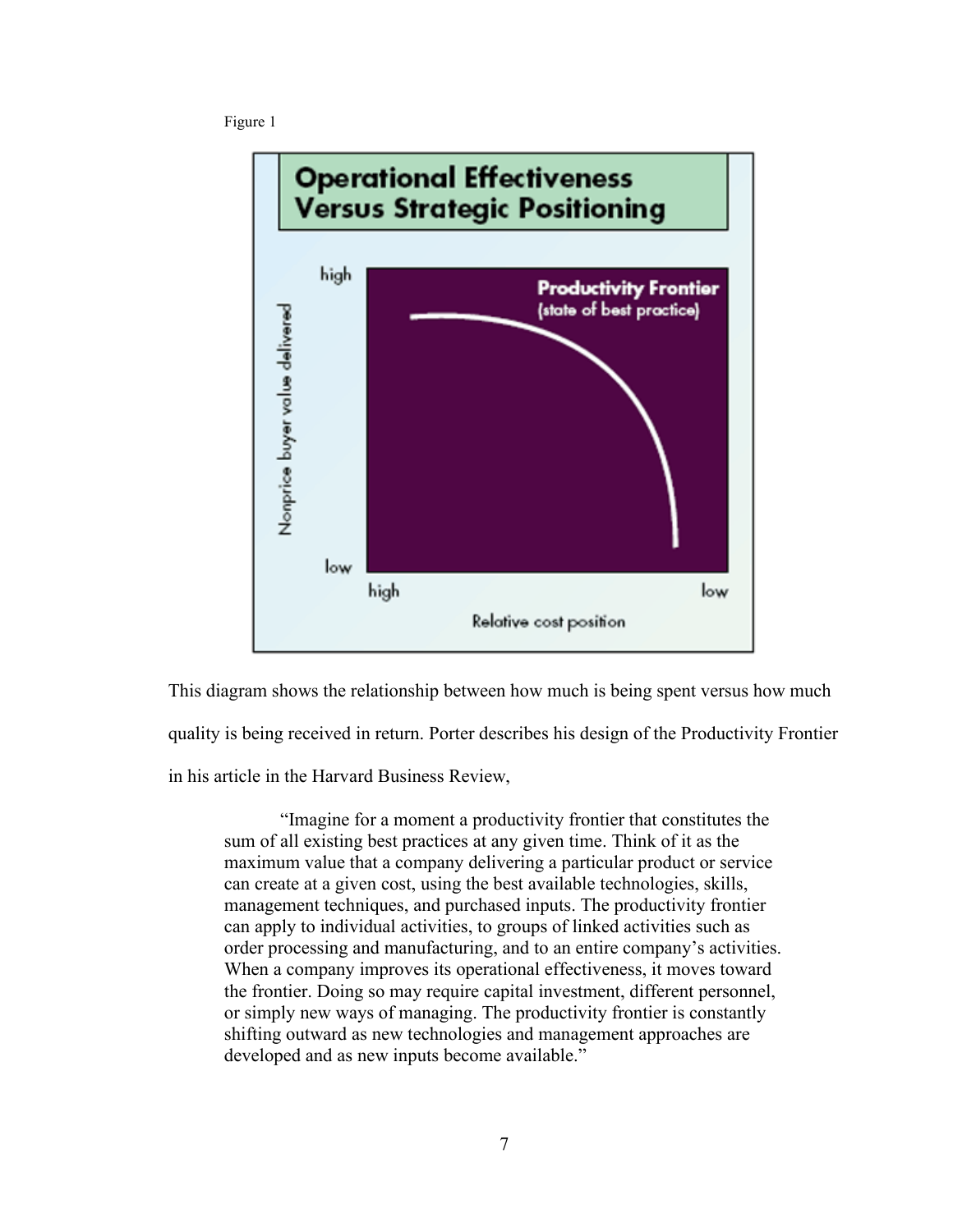Figure 1

This diagram shows the relationship between how much is being spent versus how much quality is being received in return. Porter describes his design of the Productivity Frontier in his article in the Harvard Business Review,

> "Imagine for a moment a productivity frontier that constitutes the sum of all existing best practices at any given time. Think of it as the maximum value that a company delivering a particular product or service can create at a given cost, using the best available technologies, skills, management techniques, and purchased inputs. The productivity frontier can apply to individual activities, to groups of linked activities such as order processing and manufacturing, and to an entire company's activities. When a company improves its operational effectiveness, it moves toward the frontier. Doing so may require capital investment, different personnel, or simply new ways of managing. The productivity frontier is constantly shifting outward as new technologies and management approaches are developed and as new inputs become available."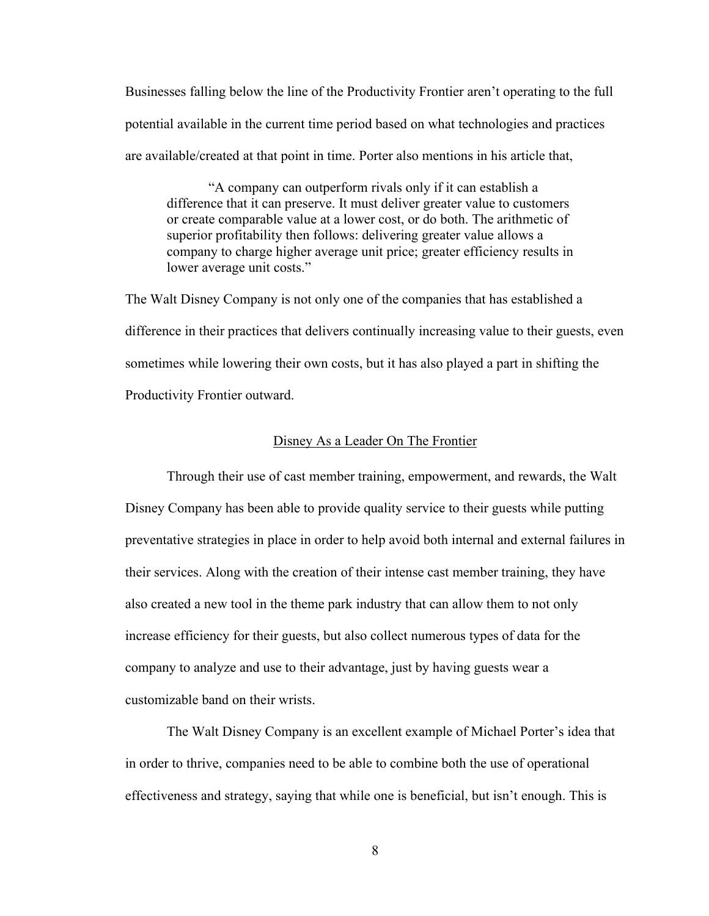Businesses falling below the line of the Productivity Frontier aren't operating to the full potential available in the current time period based on what technologies and practices are available/created at that point in time. Porter also mentions in his article that,

> "A company can outperform rivals only if it can establish a difference that it can preserve. It must deliver greater value to customers or create comparable value at a lower cost, or do both. The arithmetic of superior profitability then follows: delivering greater value allows a company to charge higher average unit price; greater efficiency results in lower average unit costs."

The Walt Disney Company is not only one of the companies that has established a difference in their practices that delivers continually increasing value to their guests, even sometimes while lowering their own costs, but it has also played a part in shifting the Productivity Frontier outward.

## <u>Disney As a Leader On The Frontier</u>

Through their use of cast member training, empowerment, and rewards, the Walt Disney Company has been able to provide quality service to their guests while putting preventative strategies in place in order to help avoid both internal and external failures in their services. Along with the creation of their intense cast member training, they have also created a new tool in the theme park industry that can allow them to not only increase efficiency for their guests, but also collect numerous types of data for the company to analyze and use to their advantage, just by having guests wear a customizable band on their wrists.

The Walt Disney Company is an excellent example of Michael Porter's idea that in order to thrive, companies need to be able to combine both the use of operational effectiveness and strategy, saying that while one is beneficial, but isn't enough. This is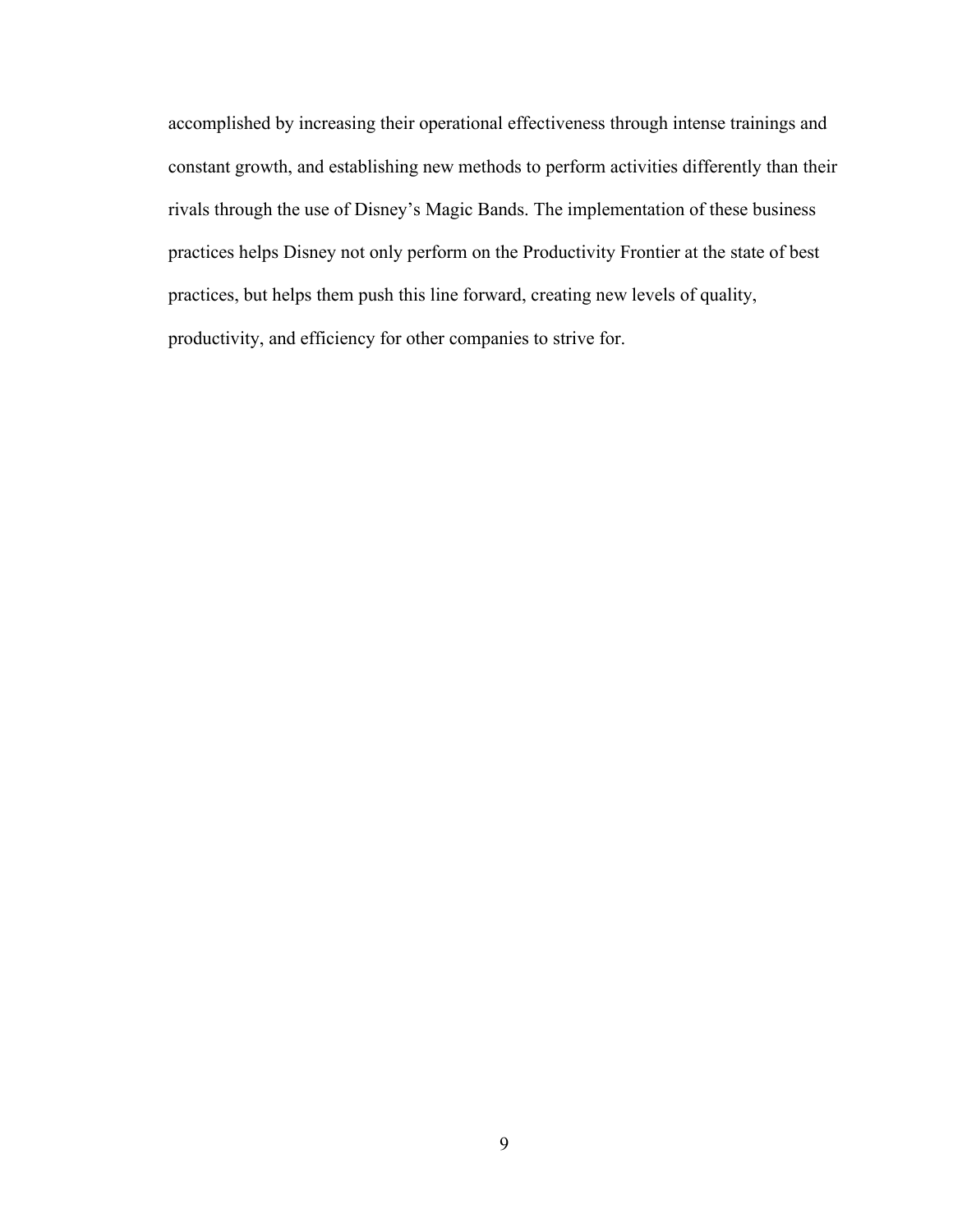accomplished by increasing their operational effectiveness through intense trainings and constant growth, and establishing new methods to perform activities differently than their rivals through the use of Disney's Magic Bands. The implementation of these business practices helps Disney not only perform on the Productivity Frontier at the state of best practices, but helps them push this line forward, creating new levels of quality, productivity, and efficiency for other companies to strive for.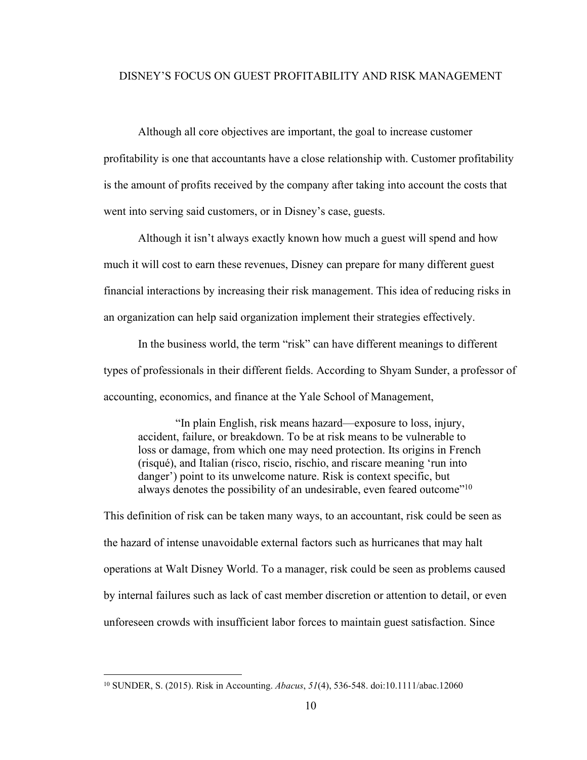## DISNEY'S FOCUS ON GUEST PROFITABILITY AND RISK MANAGEMENT

Although all core objectives are important, the goal to increase customer profitability is one that accountants have a close relationship with. Customer profitability is the amount of profits received by the company after taking into account the costs that went into serving said customers, or in Disney's case, guests.

Although it isn't always exactly known how much a guest will spend and how much it will cost to earn these revenues, Disney can prepare for many different guest financial interactions by increasing their risk management. This idea of reducing risks in an organization can help said organization implement their strategies effectively.

In the business world, the term "risk" can have different meanings to different types of professionals in their different fields. According to Shyam Sunder, a professor of accounting, economics, and finance at the Yale School of Management,

> "In plain English, risk means hazard—exposure to loss, injury, accident, failure, or breakdown. To be at risk means to be vulnerable to loss or damage, from which one may need protection. Its origins in French (risqué), and Italian (risco, riscio, rischio, and riscare meaning 'run into danger') point to its unwelcome nature. Risk is context specific, but always denotes the possibility of an undesirable, even feared outcome"[10]

This definition of risk can be taken many ways, to an accountant, risk could be seen as the hazard of intense unavoidable external factors such as hurricanes that may halt operations at Walt Disney World. To a manager, risk could be seen as problems caused by internal failures such as lack of cast member discretion or attention to detail, or even unforeseen crowds with insufficient labor forces to maintain guest satisfaction. Since

---

[10] SUNDER, S. (2015). Risk in Accounting. *Abacus*, *51*(4), 536-548. doi:10.1111/abac.12060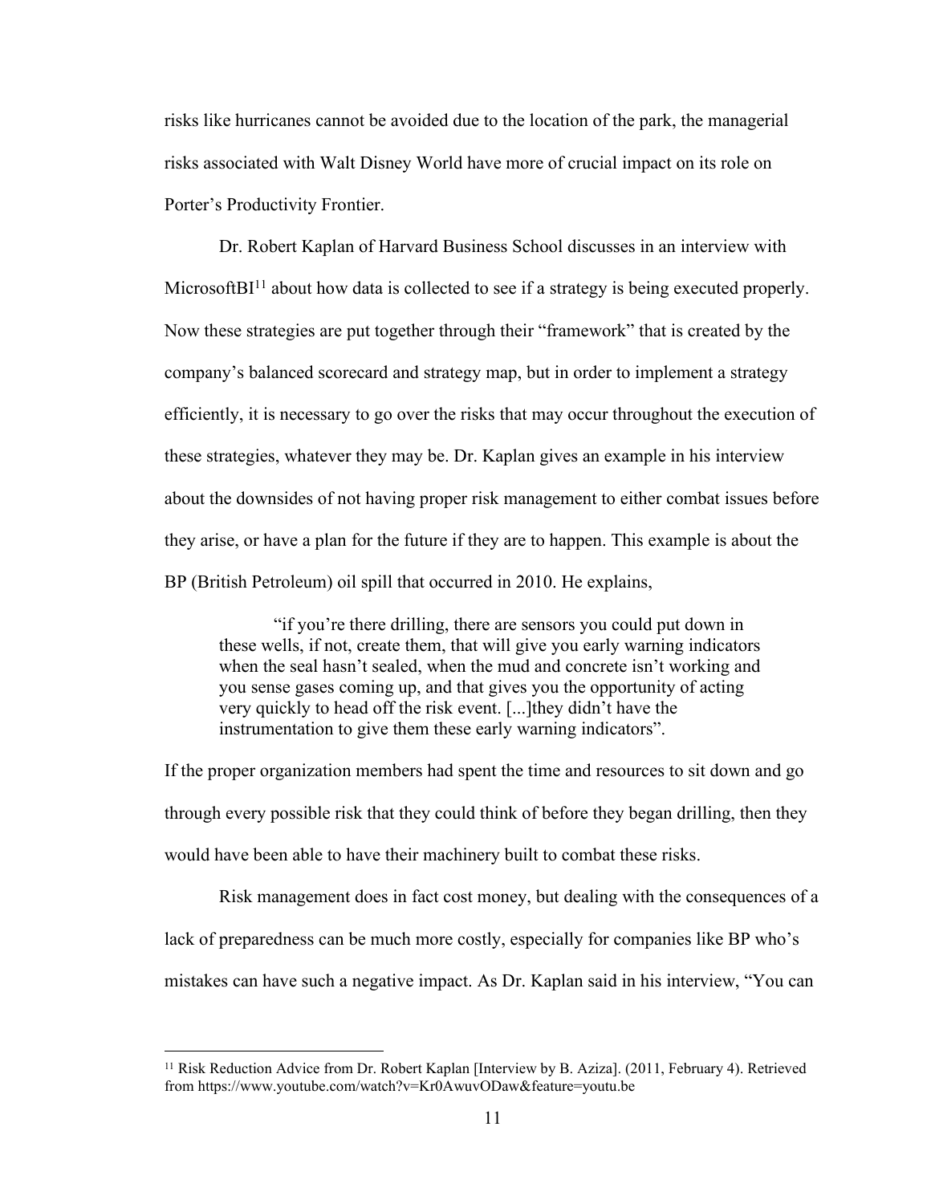risks like hurricanes cannot be avoided due to the location of the park, the managerial risks associated with Walt Disney World have more of crucial impact on its role on Porter's Productivity Frontier.

Dr. Robert Kaplan of Harvard Business School discusses in an interview with MicrosoftBI[11] about how data is collected to see if a strategy is being executed properly. Now these strategies are put together through their "framework" that is created by the company's balanced scorecard and strategy map, but in order to implement a strategy efficiently, it is necessary to go over the risks that may occur throughout the execution of these strategies, whatever they may be. Dr. Kaplan gives an example in his interview about the downsides of not having proper risk management to either combat issues before they arise, or have a plan for the future if they are to happen. This example is about the BP (British Petroleum) oil spill that occurred in 2010. He explains,

> "if you're there drilling, there are sensors you could put down in these wells, if not, create them, that will give you early warning indicators when the seal hasn't sealed, when the mud and concrete isn't working and you sense gases coming up, and that gives you the opportunity of acting very quickly to head off the risk event. [...]they didn't have the instrumentation to give them these early warning indicators".

If the proper organization members had spent the time and resources to sit down and go through every possible risk that they could think of before they began drilling, then they would have been able to have their machinery built to combat these risks.

Risk management does in fact cost money, but dealing with the consequences of a lack of preparedness can be much more costly, especially for companies like BP who's mistakes can have such a negative impact. As Dr. Kaplan said in his interview, "You can

[11] Risk Reduction Advice from Dr. Robert Kaplan [Interview by B. Aziza]. (2011, February 4). Retrieved from https://www.youtube.com/watch?v=Kr0AwuvODaw&feature=youtu.be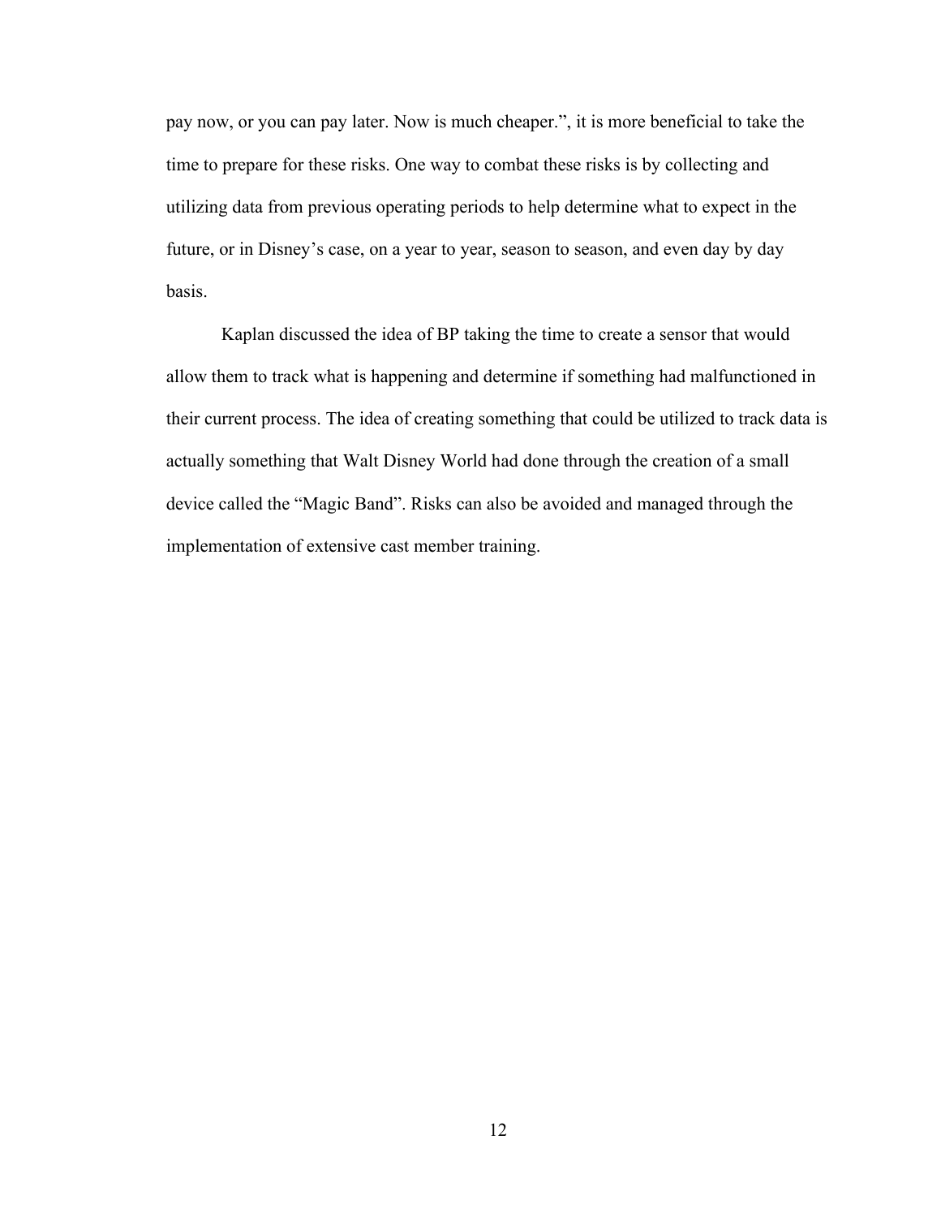pay now, or you can pay later. Now is much cheaper.", it is more beneficial to take the time to prepare for these risks. One way to combat these risks is by collecting and utilizing data from previous operating periods to help determine what to expect in the future, or in Disney's case, on a year to year, season to season, and even day by day basis.

Kaplan discussed the idea of BP taking the time to create a sensor that would allow them to track what is happening and determine if something had malfunctioned in their current process. The idea of creating something that could be utilized to track data is actually something that Walt Disney World had done through the creation of a small device called the "Magic Band". Risks can also be avoided and managed through the implementation of extensive cast member training.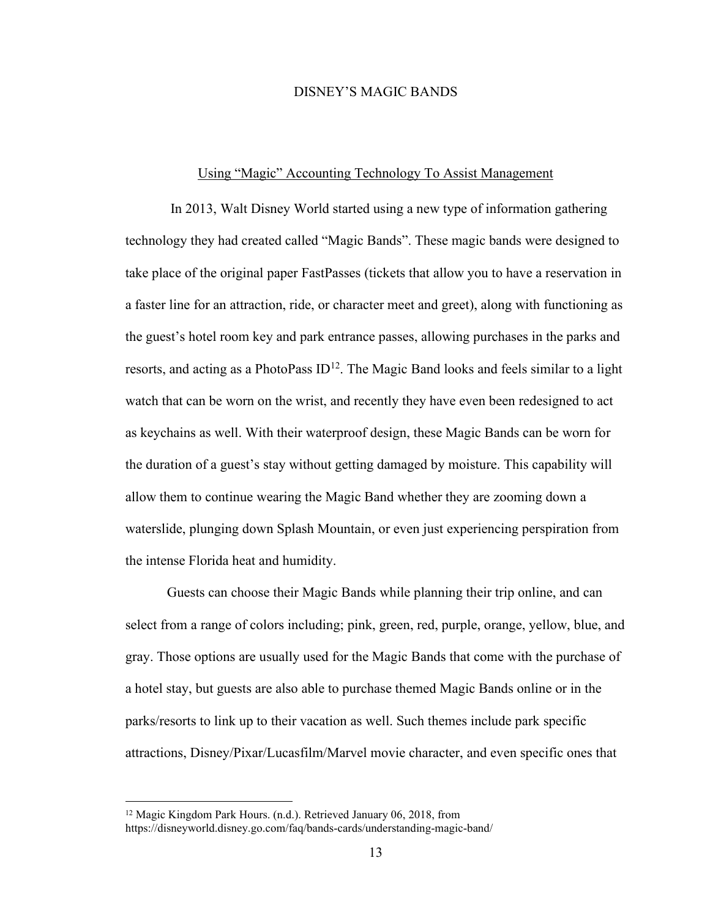# DISNEY'S MAGIC BANDS

## Using "Magic" Accounting Technology To Assist Management

In 2013, Walt Disney World started using a new type of information gathering technology they had created called "Magic Bands". These magic bands were designed to take place of the original paper FastPasses (tickets that allow you to have a reservation in a faster line for an attraction, ride, or character meet and greet), along with functioning as the guest's hotel room key and park entrance passes, allowing purchases in the parks and resorts, and acting as a PhotoPass ID[12]. The Magic Band looks and feels similar to a light watch that can be worn on the wrist, and recently they have even been redesigned to act as keychains as well. With their waterproof design, these Magic Bands can be worn for the duration of a guest's stay without getting damaged by moisture. This capability will allow them to continue wearing the Magic Band whether they are zooming down a waterslide, plunging down Splash Mountain, or even just experiencing perspiration from the intense Florida heat and humidity.

Guests can choose their Magic Bands while planning their trip online, and can select from a range of colors including; pink, green, red, purple, orange, yellow, blue, and gray. Those options are usually used for the Magic Bands that come with the purchase of a hotel stay, but guests are also able to purchase themed Magic Bands online or in the parks/resorts to link up to their vacation as well. Such themes include park specific attractions, Disney/Pixar/Lucasfilm/Marvel movie character, and even specific ones that

---

[12] Magic Kingdom Park Hours. (n.d.). Retrieved January 06, 2018, from https://disneyworld.disney.go.com/faq/bands-cards/understanding-magic-band/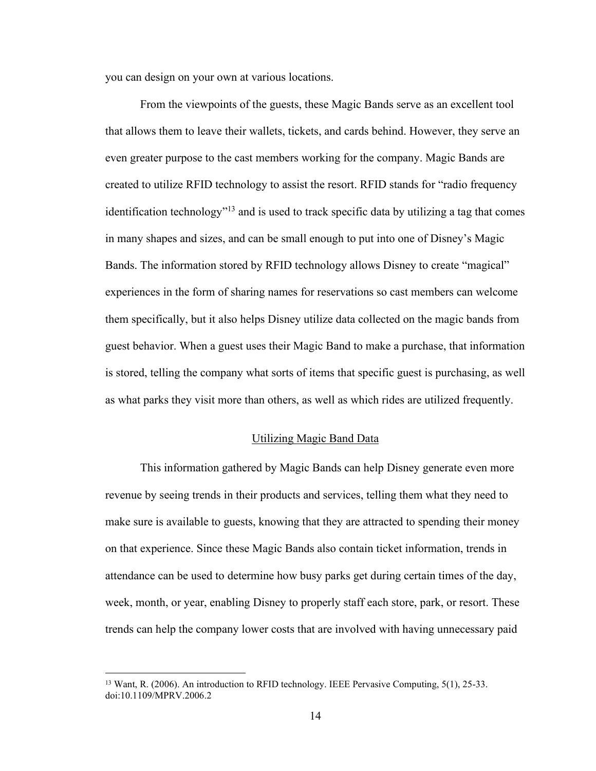you can design on your own at various locations.

From the viewpoints of the guests, these Magic Bands serve as an excellent tool that allows them to leave their wallets, tickets, and cards behind. However, they serve an even greater purpose to the cast members working for the company. Magic Bands are created to utilize RFID technology to assist the resort. RFID stands for "radio frequency identification technology"[13] and is used to track specific data by utilizing a tag that comes in many shapes and sizes, and can be small enough to put into one of Disney's Magic Bands. The information stored by RFID technology allows Disney to create "magical" experiences in the form of sharing names for reservations so cast members can welcome them specifically, but it also helps Disney utilize data collected on the magic bands from guest behavior. When a guest uses their Magic Band to make a purchase, that information is stored, telling the company what sorts of items that specific guest is purchasing, as well as what parks they visit more than others, as well as which rides are utilized frequently.

## Utilizing Magic Band Data

This information gathered by Magic Bands can help Disney generate even more revenue by seeing trends in their products and services, telling them what they need to make sure is available to guests, knowing that they are attracted to spending their money on that experience. Since these Magic Bands also contain ticket information, trends in attendance can be used to determine how busy parks get during certain times of the day, week, month, or year, enabling Disney to properly staff each store, park, or resort. These trends can help the company lower costs that are involved with having unnecessary paid

[13] Want, R. (2006). An introduction to RFID technology. IEEE Pervasive Computing, 5(1), 25-33. doi:10.1109/MPRV.2006.2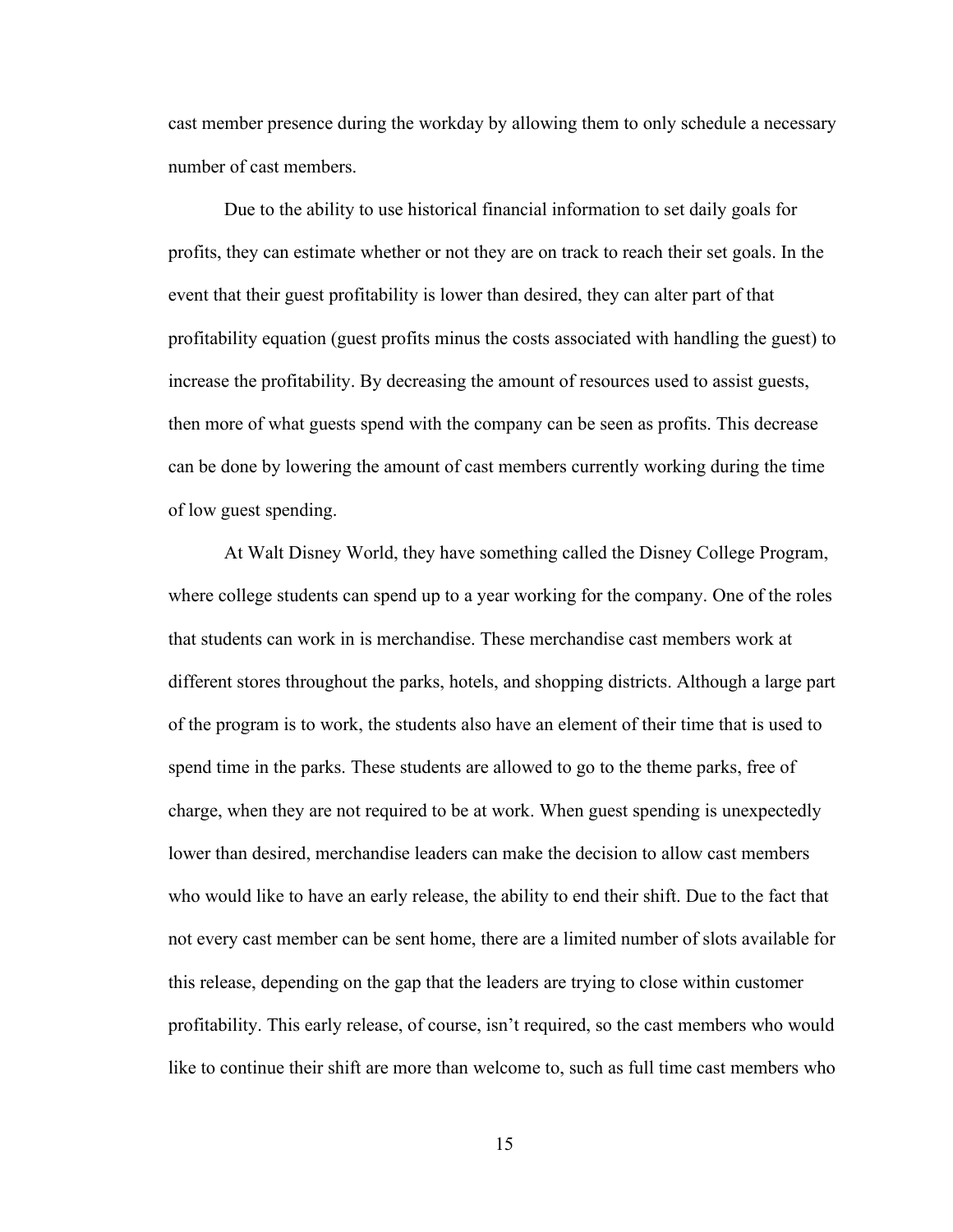cast member presence during the workday by allowing them to only schedule a necessary number of cast members.

Due to the ability to use historical financial information to set daily goals for profits, they can estimate whether or not they are on track to reach their set goals. In the event that their guest profitability is lower than desired, they can alter part of that profitability equation (guest profits minus the costs associated with handling the guest) to increase the profitability. By decreasing the amount of resources used to assist guests, then more of what guests spend with the company can be seen as profits. This decrease can be done by lowering the amount of cast members currently working during the time of low guest spending.

At Walt Disney World, they have something called the Disney College Program, where college students can spend up to a year working for the company. One of the roles that students can work in is merchandise. These merchandise cast members work at different stores throughout the parks, hotels, and shopping districts. Although a large part of the program is to work, the students also have an element of their time that is used to spend time in the parks. These students are allowed to go to the theme parks, free of charge, when they are not required to be at work. When guest spending is unexpectedly lower than desired, merchandise leaders can make the decision to allow cast members who would like to have an early release, the ability to end their shift. Due to the fact that not every cast member can be sent home, there are a limited number of slots available for this release, depending on the gap that the leaders are trying to close within customer profitability. This early release, of course, isn't required, so the cast members who would like to continue their shift are more than welcome to, such as full time cast members who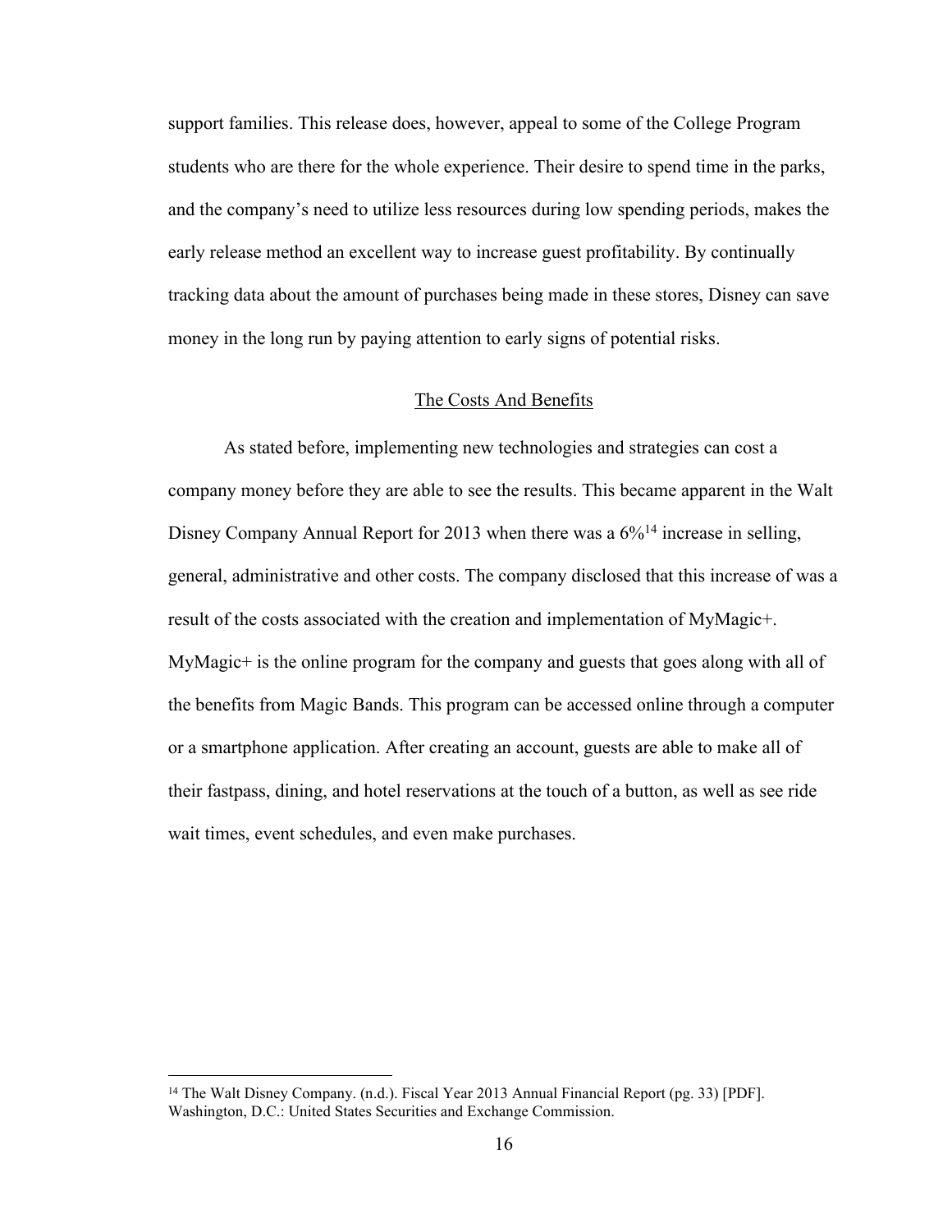support families. This release does, however, appeal to some of the College Program students who are there for the whole experience. Their desire to spend time in the parks, and the company's need to utilize less resources during low spending periods, makes the early release method an excellent way to increase guest profitability. By continually tracking data about the amount of purchases being made in these stores, Disney can save money in the long run by paying attention to early signs of potential risks.

## The Costs And Benefits

As stated before, implementing new technologies and strategies can cost a company money before they are able to see the results. This became apparent in the Walt Disney Company Annual Report for 2013 when there was a 6%[14] increase in selling, general, administrative and other costs. The company disclosed that this increase of was a result of the costs associated with the creation and implementation of MyMagic+. MyMagic+ is the online program for the company and guests that goes along with all of the benefits from Magic Bands. This program can be accessed online through a computer or a smartphone application. After creating an account, guests are able to make all of their fastpass, dining, and hotel reservations at the touch of a button, as well as see ride wait times, event schedules, and even make purchases.

---

[14] The Walt Disney Company. (n.d.). Fiscal Year 2013 Annual Financial Report (pg. 33) [PDF]. Washington, D.C.: United States Securities and Exchange Commission.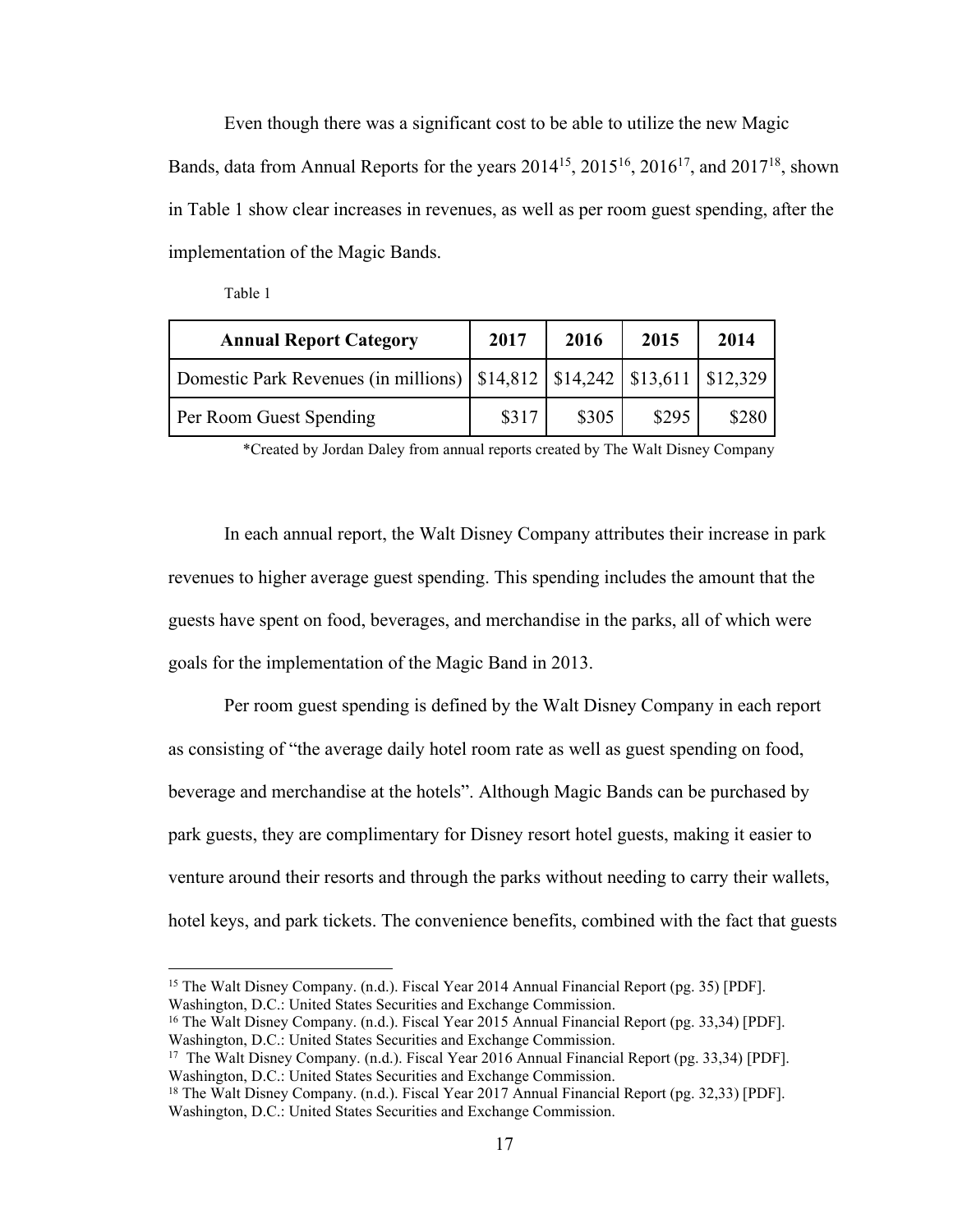Even though there was a significant cost to be able to utilize the new Magic Bands, data from Annual Reports for the years 2014[15], 2015[16], 2016[17], and 2017[18], shown in Table 1 show clear increases in revenues, as well as per room guest spending, after the implementation of the Magic Bands.

Table 1

| Annual Report Category | 2017 | 2016 | 2015 | 2014 |
|---|---|---|---|---|
| Domestic Park Revenues (in millions) | $14,812 | $14,242 | $13,611 | $12,329 |
| Per Room Guest Spending | $317 | $305 | $295 | $280 |

*Created by Jordan Daley from annual reports created by The Walt Disney Company

In each annual report, the Walt Disney Company attributes their increase in park revenues to higher average guest spending. This spending includes the amount that the guests have spent on food, beverages, and merchandise in the parks, all of which were goals for the implementation of the Magic Band in 2013.

Per room guest spending is defined by the Walt Disney Company in each report as consisting of "the average daily hotel room rate as well as guest spending on food, beverage and merchandise at the hotels". Although Magic Bands can be purchased by park guests, they are complimentary for Disney resort hotel guests, making it easier to venture around their resorts and through the parks without needing to carry their wallets, hotel keys, and park tickets. The convenience benefits, combined with the fact that guests

---

[15] The Walt Disney Company. (n.d.). Fiscal Year 2014 Annual Financial Report (pg. 35) [PDF]. Washington, D.C.: United States Securities and Exchange Commission.

[16] The Walt Disney Company. (n.d.). Fiscal Year 2015 Annual Financial Report (pg. 33,34) [PDF]. Washington, D.C.: United States Securities and Exchange Commission.

[17] The Walt Disney Company. (n.d.). Fiscal Year 2016 Annual Financial Report (pg. 33,34) [PDF]. Washington, D.C.: United States Securities and Exchange Commission.

[18] The Walt Disney Company. (n.d.). Fiscal Year 2017 Annual Financial Report (pg. 32,33) [PDF]. Washington, D.C.: United States Securities and Exchange Commission.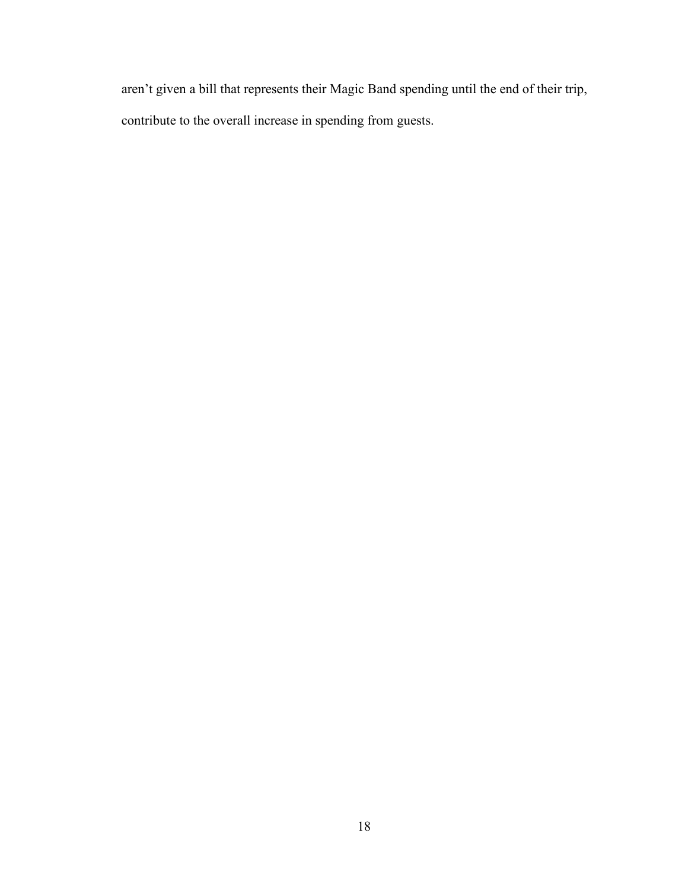aren't given a bill that represents their Magic Band spending until the end of their trip, contribute to the overall increase in spending from guests.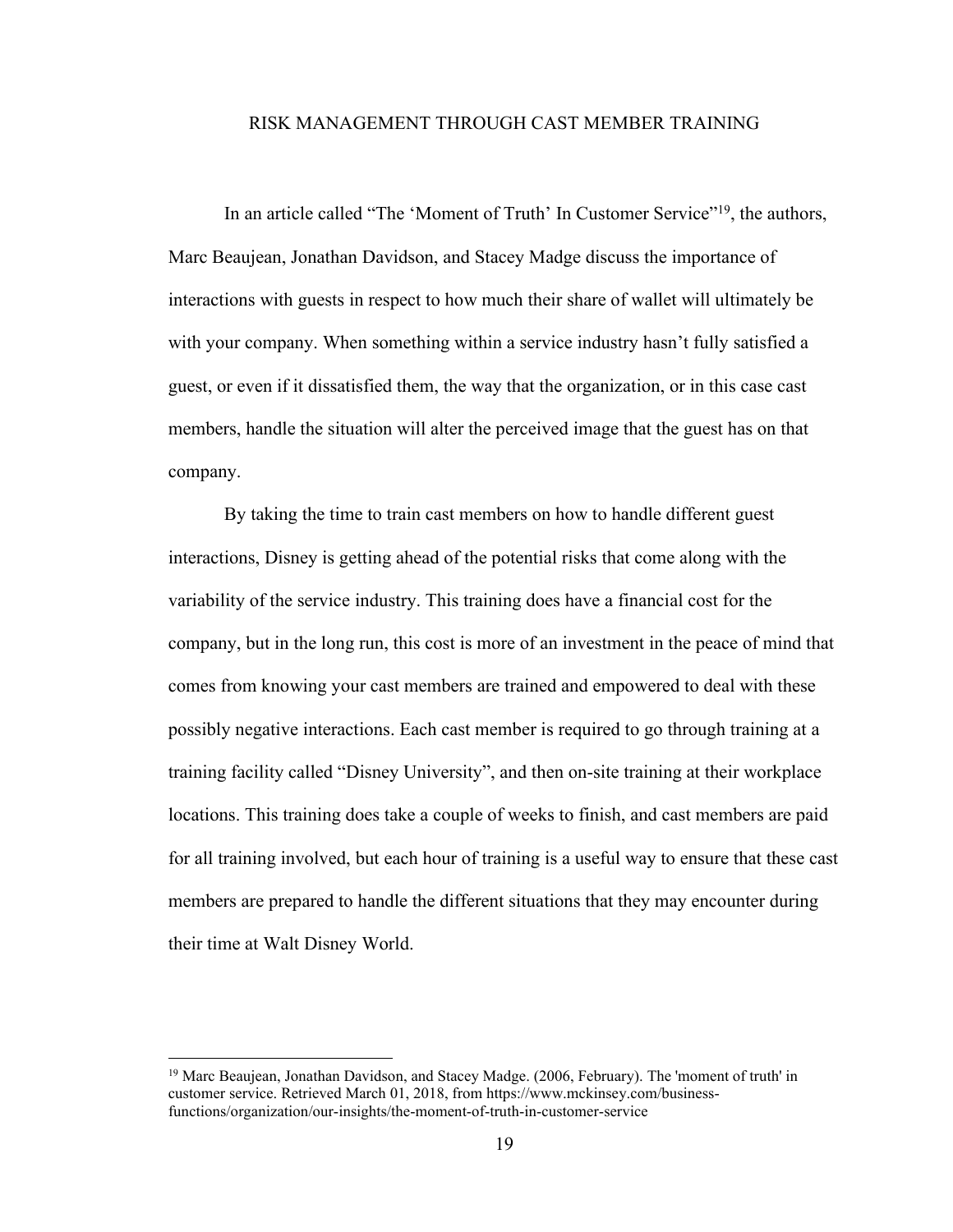## RISK MANAGEMENT THROUGH CAST MEMBER TRAINING

In an article called "The 'Moment of Truth' In Customer Service"[19], the authors, Marc Beaujean, Jonathan Davidson, and Stacey Madge discuss the importance of interactions with guests in respect to how much their share of wallet will ultimately be with your company. When something within a service industry hasn't fully satisfied a guest, or even if it dissatisfied them, the way that the organization, or in this case cast members, handle the situation will alter the perceived image that the guest has on that company.

By taking the time to train cast members on how to handle different guest interactions, Disney is getting ahead of the potential risks that come along with the variability of the service industry. This training does have a financial cost for the company, but in the long run, this cost is more of an investment in the peace of mind that comes from knowing your cast members are trained and empowered to deal with these possibly negative interactions. Each cast member is required to go through training at a training facility called "Disney University", and then on-site training at their workplace locations. This training does take a couple of weeks to finish, and cast members are paid for all training involved, but each hour of training is a useful way to ensure that these cast members are prepared to handle the different situations that they may encounter during their time at Walt Disney World.

---

[19] Marc Beaujean, Jonathan Davidson, and Stacey Madge. (2006, February). The 'moment of truth' in customer service. Retrieved March 01, 2018, from https://www.mckinsey.com/business-functions/organization/our-insights/the-moment-of-truth-in-customer-service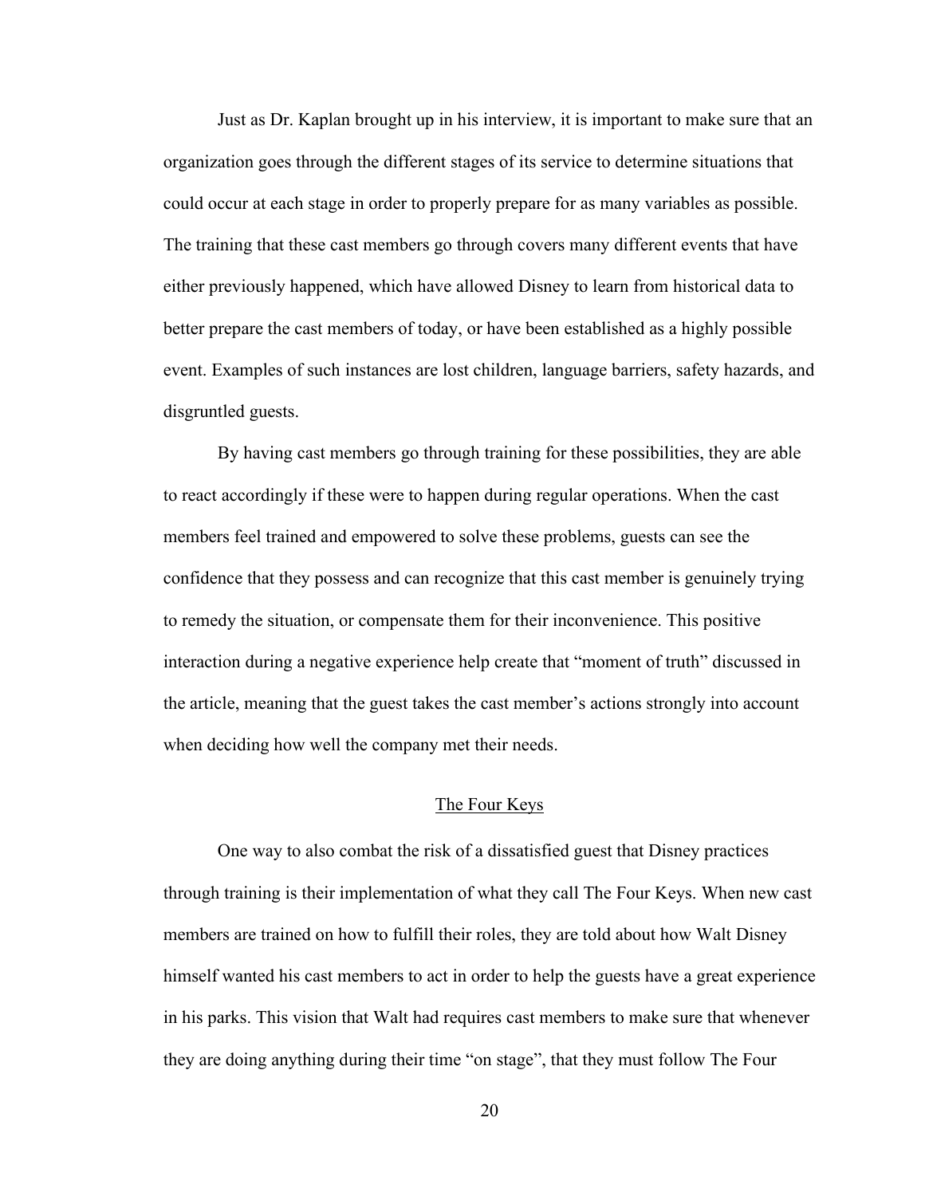Just as Dr. Kaplan brought up in his interview, it is important to make sure that an organization goes through the different stages of its service to determine situations that could occur at each stage in order to properly prepare for as many variables as possible. The training that these cast members go through covers many different events that have either previously happened, which have allowed Disney to learn from historical data to better prepare the cast members of today, or have been established as a highly possible event. Examples of such instances are lost children, language barriers, safety hazards, and disgruntled guests.

By having cast members go through training for these possibilities, they are able to react accordingly if these were to happen during regular operations. When the cast members feel trained and empowered to solve these problems, guests can see the confidence that they possess and can recognize that this cast member is genuinely trying to remedy the situation, or compensate them for their inconvenience. This positive interaction during a negative experience help create that "moment of truth" discussed in the article, meaning that the guest takes the cast member's actions strongly into account when deciding how well the company met their needs.

## The Four Keys

One way to also combat the risk of a dissatisfied guest that Disney practices through training is their implementation of what they call The Four Keys. When new cast members are trained on how to fulfill their roles, they are told about how Walt Disney himself wanted his cast members to act in order to help the guests have a great experience in his parks. This vision that Walt had requires cast members to make sure that whenever they are doing anything during their time "on stage", that they must follow The Four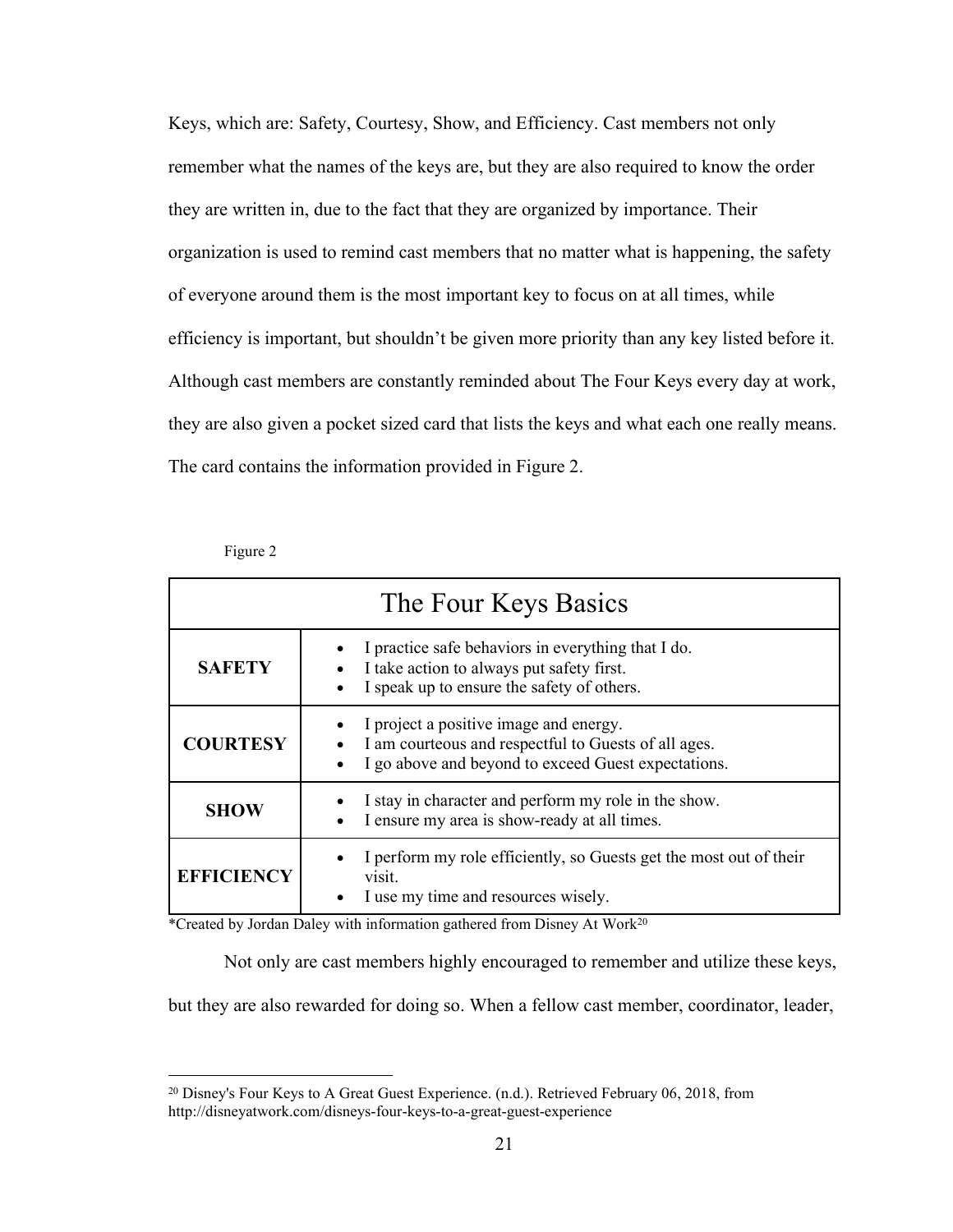Keys, which are: Safety, Courtesy, Show, and Efficiency. Cast members not only remember what the names of the keys are, but they are also required to know the order they are written in, due to the fact that they are organized by importance. Their organization is used to remind cast members that no matter what is happening, the safety of everyone around them is the most important key to focus on at all times, while efficiency is important, but shouldn't be given more priority than any key listed before it. Although cast members are constantly reminded about The Four Keys every day at work, they are also given a pocket sized card that lists the keys and what each one really means. The card contains the information provided in Figure 2.

Figure 2

| The Four Keys Basics | |
|---|---|
| **SAFETY** | • I practice safe behaviors in everything that I do.<br>• I take action to always put safety first.<br>• I speak up to ensure the safety of others. |
| **COURTESY** | • I project a positive image and energy.<br>• I am courteous and respectful to Guests of all ages.<br>• I go above and beyond to exceed Guest expectations. |
| **SHOW** | • I stay in character and perform my role in the show.<br>• I ensure my area is show-ready at all times. |
| **EFFICIENCY** | • I perform my role efficiently, so Guests get the most out of their visit.<br>• I use my time and resources wisely. |

*Created by Jordan Daley with information gathered from Disney At Work[20]

Not only are cast members highly encouraged to remember and utilize these keys, but they are also rewarded for doing so. When a fellow cast member, coordinator, leader,

[20] Disney's Four Keys to A Great Guest Experience. (n.d.). Retrieved February 06, 2018, from http://disneyatwork.com/disneys-four-keys-to-a-great-guest-experience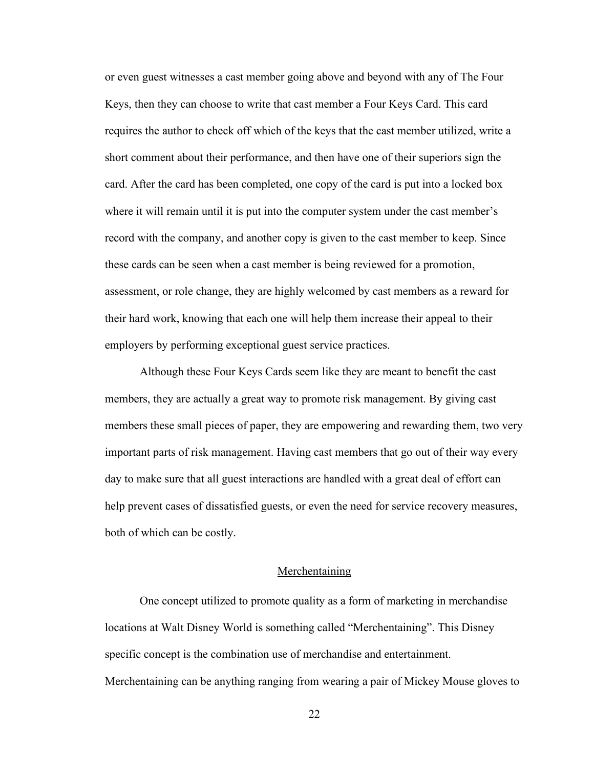or even guest witnesses a cast member going above and beyond with any of The Four Keys, then they can choose to write that cast member a Four Keys Card. This card requires the author to check off which of the keys that the cast member utilized, write a short comment about their performance, and then have one of their superiors sign the card. After the card has been completed, one copy of the card is put into a locked box where it will remain until it is put into the computer system under the cast member's record with the company, and another copy is given to the cast member to keep. Since these cards can be seen when a cast member is being reviewed for a promotion, assessment, or role change, they are highly welcomed by cast members as a reward for their hard work, knowing that each one will help them increase their appeal to their employers by performing exceptional guest service practices.

Although these Four Keys Cards seem like they are meant to benefit the cast members, they are actually a great way to promote risk management. By giving cast members these small pieces of paper, they are empowering and rewarding them, two very important parts of risk management. Having cast members that go out of their way every day to make sure that all guest interactions are handled with a great deal of effort can help prevent cases of dissatisfied guests, or even the need for service recovery measures, both of which can be costly.

## Merchentaining

One concept utilized to promote quality as a form of marketing in merchandise locations at Walt Disney World is something called "Merchentaining". This Disney specific concept is the combination use of merchandise and entertainment. Merchentaining can be anything ranging from wearing a pair of Mickey Mouse gloves to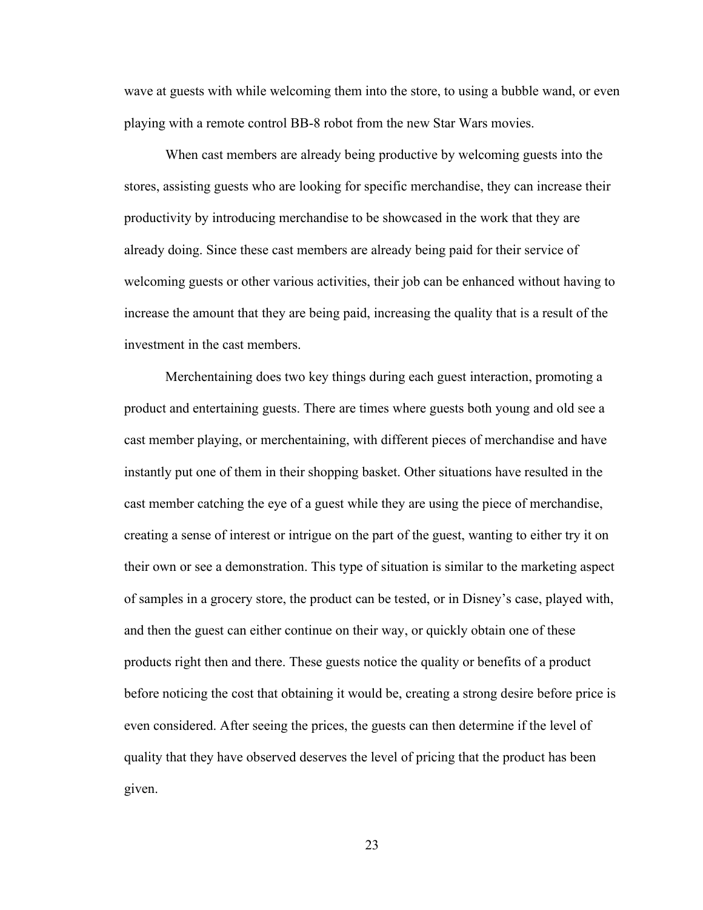wave at guests with while welcoming them into the store, to using a bubble wand, or even playing with a remote control BB-8 robot from the new Star Wars movies.

When cast members are already being productive by welcoming guests into the stores, assisting guests who are looking for specific merchandise, they can increase their productivity by introducing merchandise to be showcased in the work that they are already doing. Since these cast members are already being paid for their service of welcoming guests or other various activities, their job can be enhanced without having to increase the amount that they are being paid, increasing the quality that is a result of the investment in the cast members.

Merchentaining does two key things during each guest interaction, promoting a product and entertaining guests. There are times where guests both young and old see a cast member playing, or merchentaining, with different pieces of merchandise and have instantly put one of them in their shopping basket. Other situations have resulted in the cast member catching the eye of a guest while they are using the piece of merchandise, creating a sense of interest or intrigue on the part of the guest, wanting to either try it on their own or see a demonstration. This type of situation is similar to the marketing aspect of samples in a grocery store, the product can be tested, or in Disney's case, played with, and then the guest can either continue on their way, or quickly obtain one of these products right then and there. These guests notice the quality or benefits of a product before noticing the cost that obtaining it would be, creating a strong desire before price is even considered. After seeing the prices, the guests can then determine if the level of quality that they have observed deserves the level of pricing that the product has been given.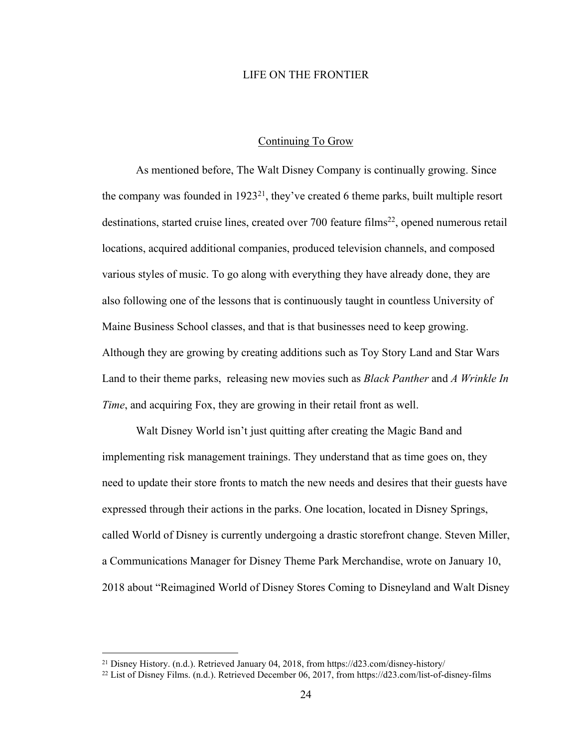## Continuing To Grow

As mentioned before, The Walt Disney Company is continually growing. Since the company was founded in 1923[21], they've created 6 theme parks, built multiple resort destinations, started cruise lines, created over 700 feature films[22], opened numerous retail locations, acquired additional companies, produced television channels, and composed various styles of music. To go along with everything they have already done, they are also following one of the lessons that is continuously taught in countless University of Maine Business School classes, and that is that businesses need to keep growing. Although they are growing by creating additions such as Toy Story Land and Star Wars Land to their theme parks, releasing new movies such as *Black Panther* and *A Wrinkle In Time*, and acquiring Fox, they are growing in their retail front as well.

Walt Disney World isn't just quitting after creating the Magic Band and implementing risk management trainings. They understand that as time goes on, they need to update their store fronts to match the new needs and desires that their guests have expressed through their actions in the parks. One location, located in Disney Springs, called World of Disney is currently undergoing a drastic storefront change. Steven Miller, a Communications Manager for Disney Theme Park Merchandise, wrote on January 10, 2018 about "Reimagined World of Disney Stores Coming to Disneyland and Walt Disney

---

[21] Disney History. (n.d.). Retrieved January 04, 2018, from https://d23.com/disney-history/

[22] List of Disney Films. (n.d.). Retrieved December 06, 2017, from https://d23.com/list-of-disney-films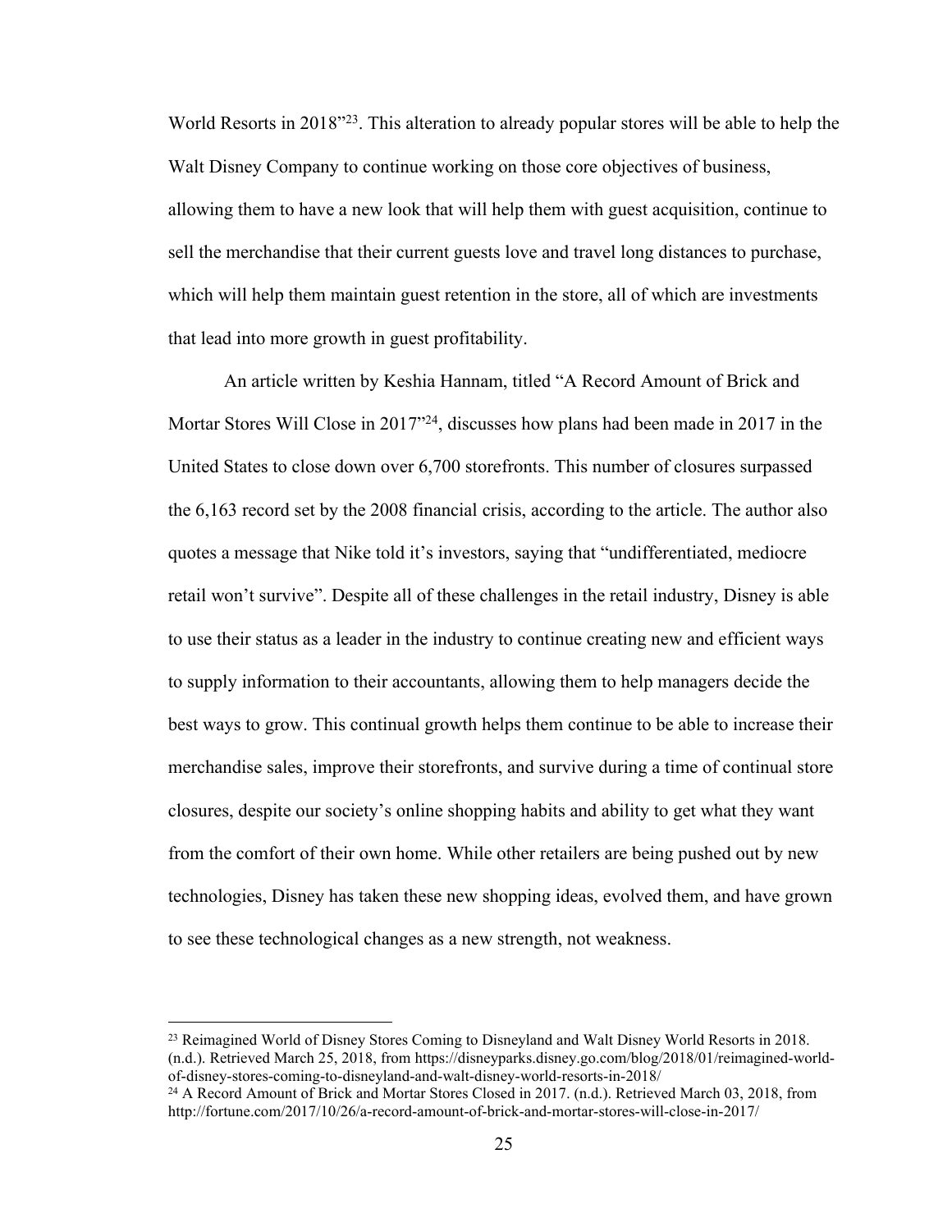World Resorts in 2018"[23]. This alteration to already popular stores will be able to help the Walt Disney Company to continue working on those core objectives of business, allowing them to have a new look that will help them with guest acquisition, continue to sell the merchandise that their current guests love and travel long distances to purchase, which will help them maintain guest retention in the store, all of which are investments that lead into more growth in guest profitability.

An article written by Keshia Hannam, titled "A Record Amount of Brick and Mortar Stores Will Close in 2017"[24], discusses how plans had been made in 2017 in the United States to close down over 6,700 storefronts. This number of closures surpassed the 6,163 record set by the 2008 financial crisis, according to the article. The author also quotes a message that Nike told it's investors, saying that "undifferentiated, mediocre retail won't survive". Despite all of these challenges in the retail industry, Disney is able to use their status as a leader in the industry to continue creating new and efficient ways to supply information to their accountants, allowing them to help managers decide the best ways to grow. This continual growth helps them continue to be able to increase their merchandise sales, improve their storefronts, and survive during a time of continual store closures, despite our society's online shopping habits and ability to get what they want from the comfort of their own home. While other retailers are being pushed out by new technologies, Disney has taken these new shopping ideas, evolved them, and have grown to see these technological changes as a new strength, not weakness.

---

[23] Reimagined World of Disney Stores Coming to Disneyland and Walt Disney World Resorts in 2018. (n.d.). Retrieved March 25, 2018, from https://disneyparks.disney.go.com/blog/2018/01/reimagined-world-of-disney-stores-coming-to-disneyland-and-walt-disney-world-resorts-in-2018/

[24] A Record Amount of Brick and Mortar Stores Closed in 2017. (n.d.). Retrieved March 03, 2018, from http://fortune.com/2017/10/26/a-record-amount-of-brick-and-mortar-stores-will-close-in-2017/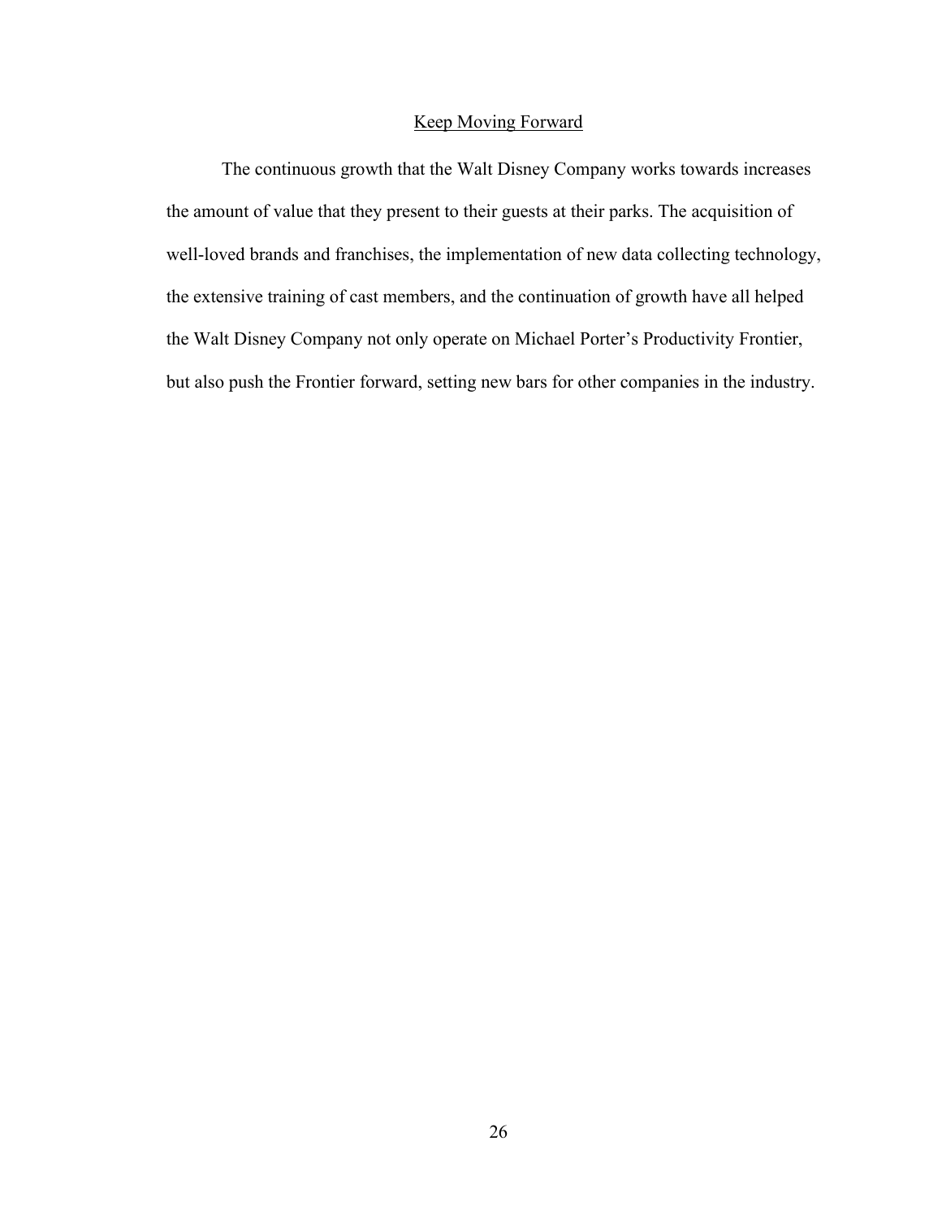## Keep Moving Forward

The continuous growth that the Walt Disney Company works towards increases the amount of value that they present to their guests at their parks. The acquisition of well-loved brands and franchises, the implementation of new data collecting technology, the extensive training of cast members, and the continuation of growth have all helped the Walt Disney Company not only operate on Michael Porter's Productivity Frontier, but also push the Frontier forward, setting new bars for other companies in the industry.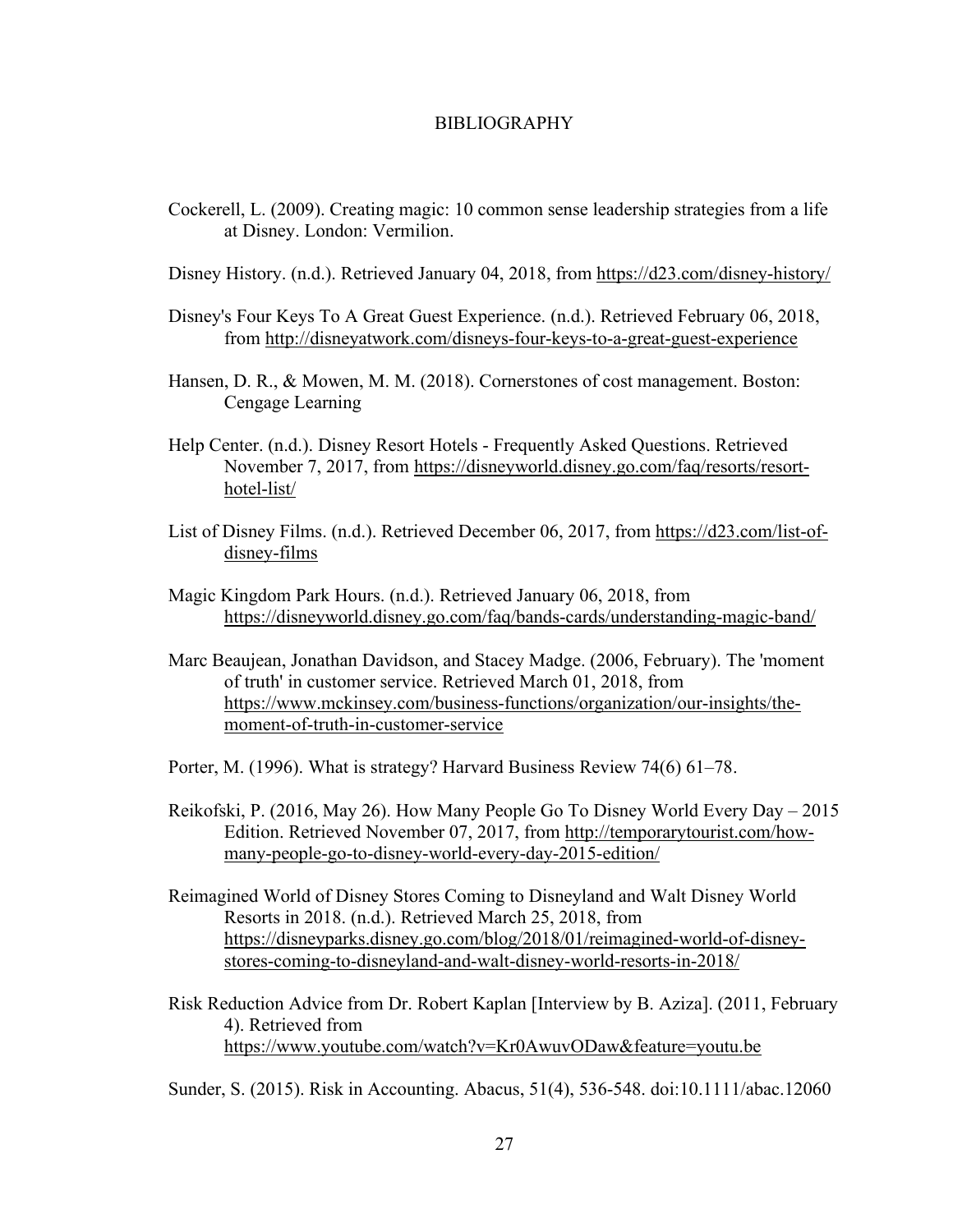# BIBLIOGRAPHY

Cockerell, L. (2009). Creating magic: 10 common sense leadership strategies from a life at Disney. London: Vermilion.

Disney History. (n.d.). Retrieved January 04, 2018, from https://d23.com/disney-history/

Disney's Four Keys To A Great Guest Experience. (n.d.). Retrieved February 06, 2018, from http://disneyatwork.com/disneys-four-keys-to-a-great-guest-experience

Hansen, D. R., & Mowen, M. M. (2018). Cornerstones of cost management. Boston: Cengage Learning

Help Center. (n.d.). Disney Resort Hotels - Frequently Asked Questions. Retrieved November 7, 2017, from https://disneyworld.disney.go.com/faq/resorts/resort-hotel-list/

List of Disney Films. (n.d.). Retrieved December 06, 2017, from https://d23.com/list-of-disney-films

Magic Kingdom Park Hours. (n.d.). Retrieved January 06, 2018, from https://disneyworld.disney.go.com/faq/bands-cards/understanding-magic-band/

Marc Beaujean, Jonathan Davidson, and Stacey Madge. (2006, February). The 'moment of truth' in customer service. Retrieved March 01, 2018, from https://www.mckinsey.com/business-functions/organization/our-insights/the-moment-of-truth-in-customer-service

Porter, M. (1996). What is strategy? Harvard Business Review 74(6) 61–78.

Reikofski, P. (2016, May 26). How Many People Go To Disney World Every Day – 2015 Edition. Retrieved November 07, 2017, from http://temporarytourist.com/how-many-people-go-to-disney-world-every-day-2015-edition/

Reimagined World of Disney Stores Coming to Disneyland and Walt Disney World Resorts in 2018. (n.d.). Retrieved March 25, 2018, from https://disneyparks.disney.go.com/blog/2018/01/reimagined-world-of-disney-stores-coming-to-disneyland-and-walt-disney-world-resorts-in-2018/

Risk Reduction Advice from Dr. Robert Kaplan [Interview by B. Aziza]. (2011, February 4). Retrieved from https://www.youtube.com/watch?v=Kr0AwuvODaw&feature=youtu.be

Sunder, S. (2015). Risk in Accounting. Abacus, 51(4), 536-548. doi:10.1111/abac.12060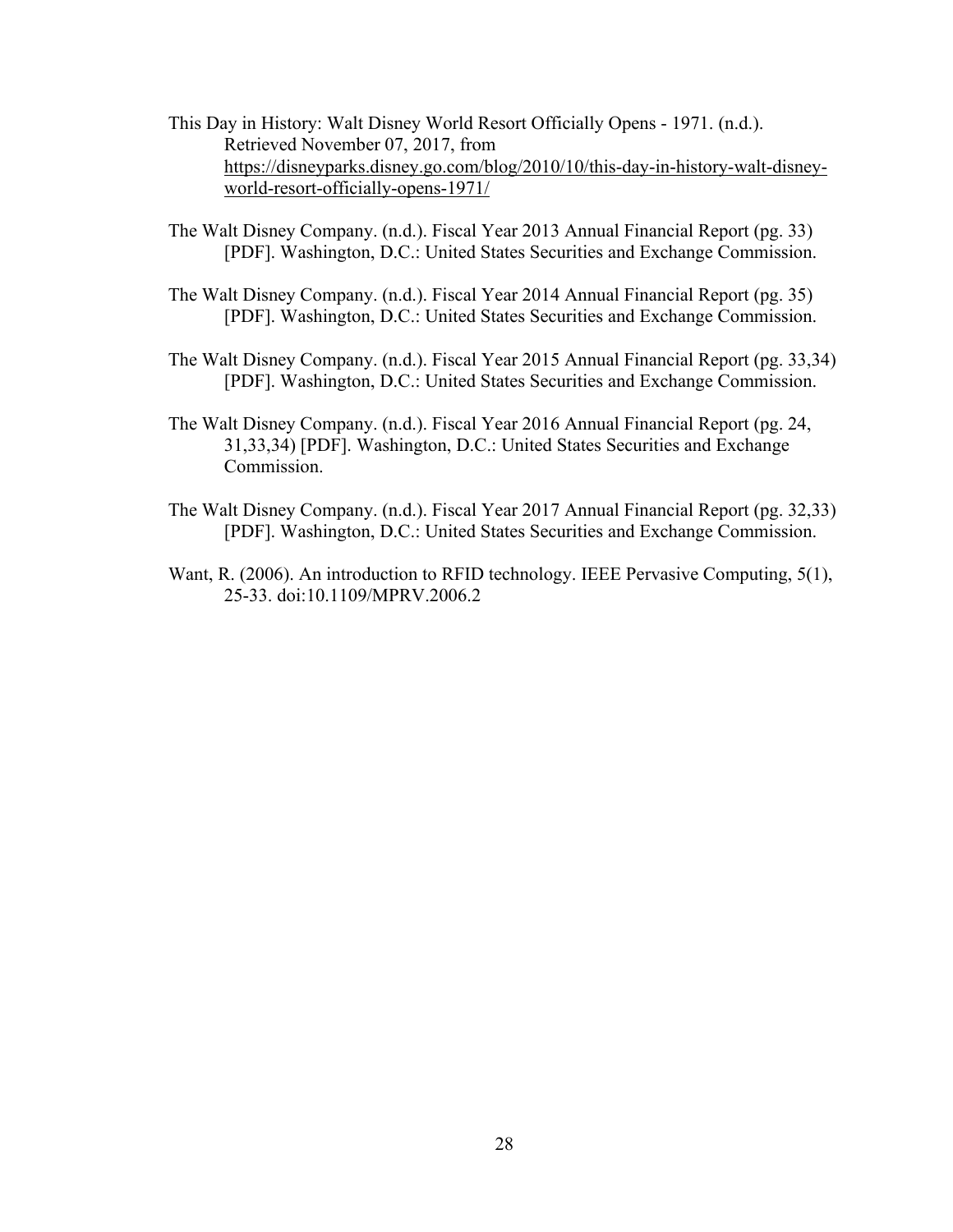This Day in History: Walt Disney World Resort Officially Opens - 1971. (n.d.). Retrieved November 07, 2017, from https://disneyparks.disney.go.com/blog/2010/10/this-day-in-history-walt-disney-world-resort-officially-opens-1971/

The Walt Disney Company. (n.d.). Fiscal Year 2013 Annual Financial Report (pg. 33) [PDF]. Washington, D.C.: United States Securities and Exchange Commission.

The Walt Disney Company. (n.d.). Fiscal Year 2014 Annual Financial Report (pg. 35) [PDF]. Washington, D.C.: United States Securities and Exchange Commission.

The Walt Disney Company. (n.d.). Fiscal Year 2015 Annual Financial Report (pg. 33,34) [PDF]. Washington, D.C.: United States Securities and Exchange Commission.

The Walt Disney Company. (n.d.). Fiscal Year 2016 Annual Financial Report (pg. 24, 31,33,34) [PDF]. Washington, D.C.: United States Securities and Exchange Commission.

The Walt Disney Company. (n.d.). Fiscal Year 2017 Annual Financial Report (pg. 32,33) [PDF]. Washington, D.C.: United States Securities and Exchange Commission.

Want, R. (2006). An introduction to RFID technology. IEEE Pervasive Computing, 5(1), 25-33. doi:10.1109/MPRV.2006.2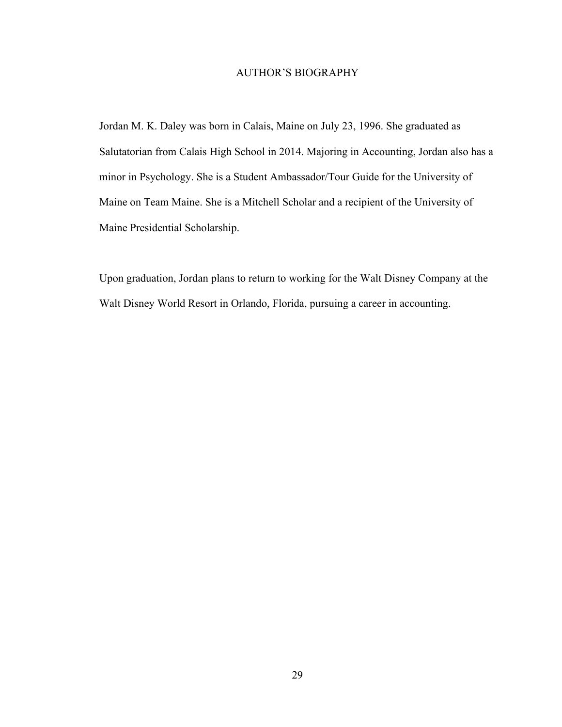# AUTHOR'S BIOGRAPHY

Jordan M. K. Daley was born in Calais, Maine on July 23, 1996. She graduated as Salutatorian from Calais High School in 2014. Majoring in Accounting, Jordan also has a minor in Psychology. She is a Student Ambassador/Tour Guide for the University of Maine on Team Maine. She is a Mitchell Scholar and a recipient of the University of Maine Presidential Scholarship.

Upon graduation, Jordan plans to return to working for the Walt Disney Company at the Walt Disney World Resort in Orlando, Florida, pursuing a career in accounting.